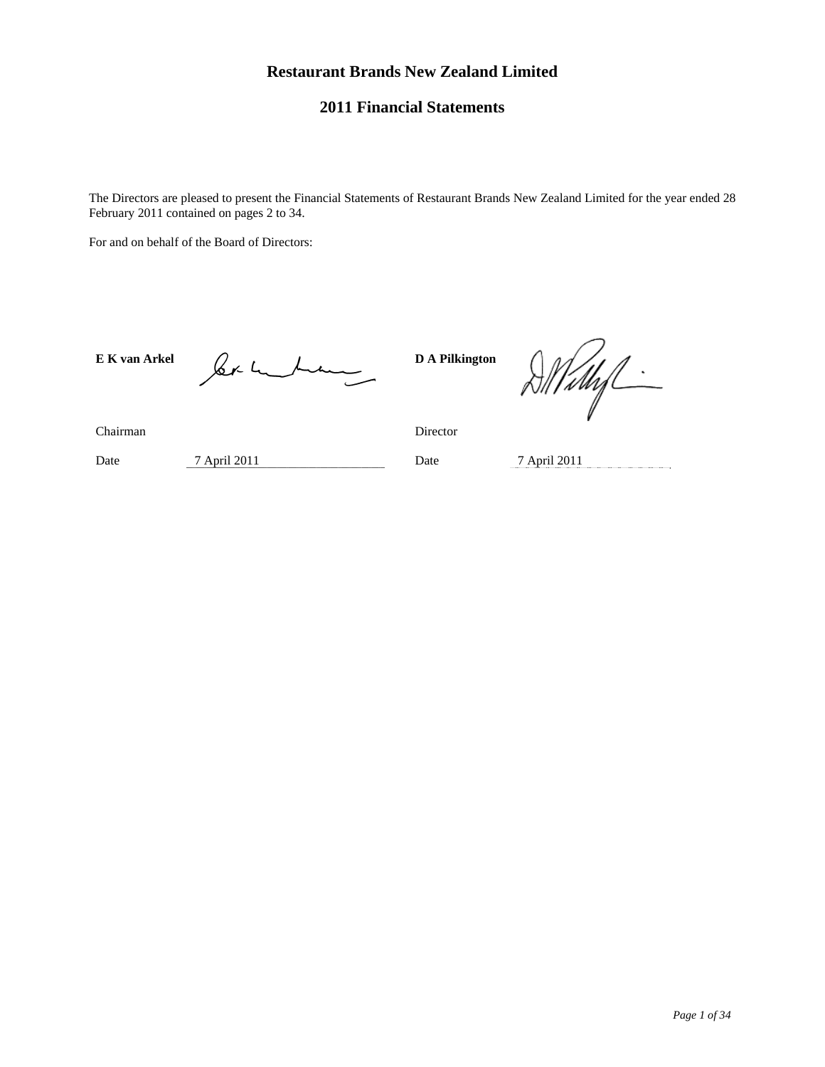# Restaurant Brands New Zealand Limited

## 2011 Financial Statements

The Directors are pleased to present the Financial Statements of Restaurant Brands New Zealand Limited for the year ended 28 February 2011 contained on pages 2 to 34.

For and on behalf of the Board of Directors:

| **E K van Arkel** | | **D A Pilkington** | |
|---|---|---|---|
| Chairman | | Director | |
| Date | 7 April 2011 | Date | 7 April 2011 |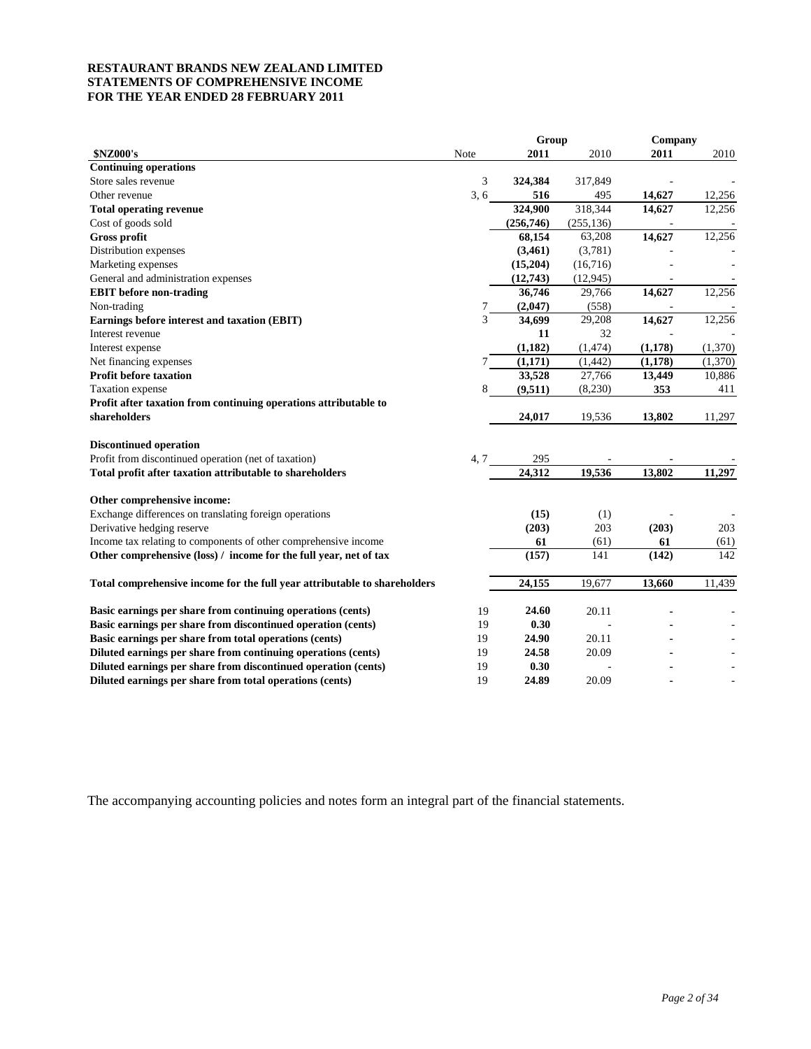**RESTAURANT BRANDS NEW ZEALAND LIMITED**
**STATEMENTS OF COMPREHENSIVE INCOME**
**FOR THE YEAR ENDED 28 FEBRUARY 2011**

| | | Group | | Company | |
|---|---|---|---|---|---|
| **$NZ000's** | Note | **2011** | 2010 | **2011** | 2010 |
| **Continuing operations** | | | | | |
| Store sales revenue | 3 | **324,384** | 317,849 | - | - |
| Other revenue | 3, 6 | **516** | 495 | **14,627** | 12,256 |
| **Total operating revenue** | | **324,900** | 318,344 | **14,627** | 12,256 |
| Cost of goods sold | | **(256,746)** | (255,136) | - | - |
| **Gross profit** | | **68,154** | 63,208 | **14,627** | 12,256 |
| Distribution expenses | | **(3,461)** | (3,781) | - | - |
| Marketing expenses | | **(15,204)** | (16,716) | - | - |
| General and administration expenses | | **(12,743)** | (12,945) | - | - |
| **EBIT before non-trading** | | **36,746** | 29,766 | **14,627** | 12,256 |
| Non-trading | 7 | **(2,047)** | (558) | - | - |
| **Earnings before interest and taxation (EBIT)** | 3 | **34,699** | 29,208 | **14,627** | 12,256 |
| Interest revenue | | **11** | 32 | - | - |
| Interest expense | | **(1,182)** | (1,474) | **(1,178)** | (1,370) |
| Net financing expenses | 7 | **(1,171)** | (1,442) | **(1,178)** | (1,370) |
| **Profit before taxation** | | **33,528** | 27,766 | **13,449** | 10,886 |
| Taxation expense | 8 | **(9,511)** | (8,230) | **353** | 411 |
| **Profit after taxation from continuing operations attributable to shareholders** | | **24,017** | 19,536 | **13,802** | 11,297 |
| | | | | | |
| **Discontinued operation** | | | | | |
| Profit from discontinued operation (net of taxation) | 4, 7 | 295 | - | - | - |
| **Total profit after taxation attributable to shareholders** | | **24,312** | **19,536** | **13,802** | **11,297** |
| | | | | | |
| **Other comprehensive income:** | | | | | |
| Exchange differences on translating foreign operations | | **(15)** | (1) | - | - |
| Derivative hedging reserve | | **(203)** | 203 | **(203)** | 203 |
| Income tax relating to components of other comprehensive income | | **61** | (61) | **61** | (61) |
| **Other comprehensive (loss) / income for the full year, net of tax** | | **(157)** | 141 | **(142)** | 142 |
| | | | | | |
| **Total comprehensive income for the full year attributable to shareholders** | | **24,155** | 19,677 | **13,660** | 11,439 |
| | | | | | |
| **Basic earnings per share from continuing operations (cents)** | 19 | **24.60** | 20.11 | - | - |
| **Basic earnings per share from discontinued operation (cents)** | 19 | **0.30** | - | - | - |
| **Basic earnings per share from total operations (cents)** | 19 | **24.90** | 20.11 | - | - |
| **Diluted earnings per share from continuing operations (cents)** | 19 | **24.58** | 20.09 | - | - |
| **Diluted earnings per share from discontinued operation (cents)** | 19 | **0.30** | - | - | - |
| **Diluted earnings per share from total operations (cents)** | 19 | **24.89** | 20.09 | - | - |

The accompanying accounting policies and notes form an integral part of the financial statements.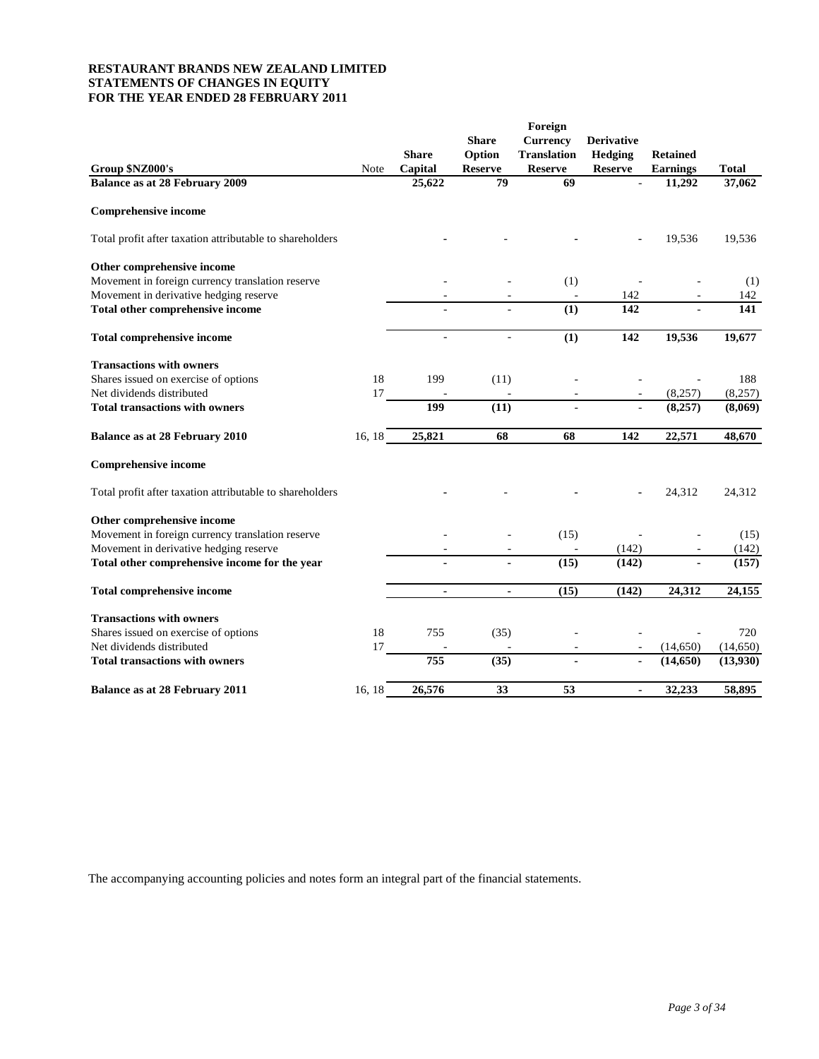**RESTAURANT BRANDS NEW ZEALAND LIMITED**
**STATEMENTS OF CHANGES IN EQUITY**
**FOR THE YEAR ENDED 28 FEBRUARY 2011**

| Group $NZ000's | Note | Share Capital | Share Option Reserve | Foreign Currency Translation Reserve | Derivative Hedging Reserve | Retained Earnings | Total |
|---|---|---|---|---|---|---|---|
| **Balance as at 28 February 2009** | | **25,622** | **79** | **69** | **-** | **11,292** | **37,062** |
| **Comprehensive income** | | | | | | | |
| Total profit after taxation attributable to shareholders | | - | - | - | - | 19,536 | 19,536 |
| **Other comprehensive income** | | | | | | | |
| Movement in foreign currency translation reserve | | - | - | (1) | - | - | (1) |
| Movement in derivative hedging reserve | | - | - | - | 142 | - | 142 |
| **Total other comprehensive income** | | **-** | **-** | **(1)** | **142** | **-** | **141** |
| **Total comprehensive income** | | **-** | **-** | **(1)** | **142** | **19,536** | **19,677** |
| **Transactions with owners** | | | | | | | |
| Shares issued on exercise of options | 18 | 199 | (11) | - | - | - | 188 |
| Net dividends distributed | 17 | - | - | - | - | (8,257) | (8,257) |
| **Total transactions with owners** | | **199** | **(11)** | **-** | **-** | **(8,257)** | **(8,069)** |
| **Balance as at 28 February 2010** | 16, 18 | **25,821** | **68** | **68** | **142** | **22,571** | **48,670** |
| **Comprehensive income** | | | | | | | |
| Total profit after taxation attributable to shareholders | | - | - | - | - | 24,312 | 24,312 |
| **Other comprehensive income** | | | | | | | |
| Movement in foreign currency translation reserve | | - | - | (15) | - | - | (15) |
| Movement in derivative hedging reserve | | - | - | - | (142) | - | (142) |
| **Total other comprehensive income for the year** | | **-** | **-** | **(15)** | **(142)** | **-** | **(157)** |
| **Total comprehensive income** | | **-** | **-** | **(15)** | **(142)** | **24,312** | **24,155** |
| **Transactions with owners** | | | | | | | |
| Shares issued on exercise of options | 18 | 755 | (35) | - | - | - | 720 |
| Net dividends distributed | 17 | - | - | - | - | (14,650) | (14,650) |
| **Total transactions with owners** | | **755** | **(35)** | **-** | **-** | **(14,650)** | **(13,930)** |
| **Balance as at 28 February 2011** | 16, 18 | **26,576** | **33** | **53** | **-** | **32,233** | **58,895** |

The accompanying accounting policies and notes form an integral part of the financial statements.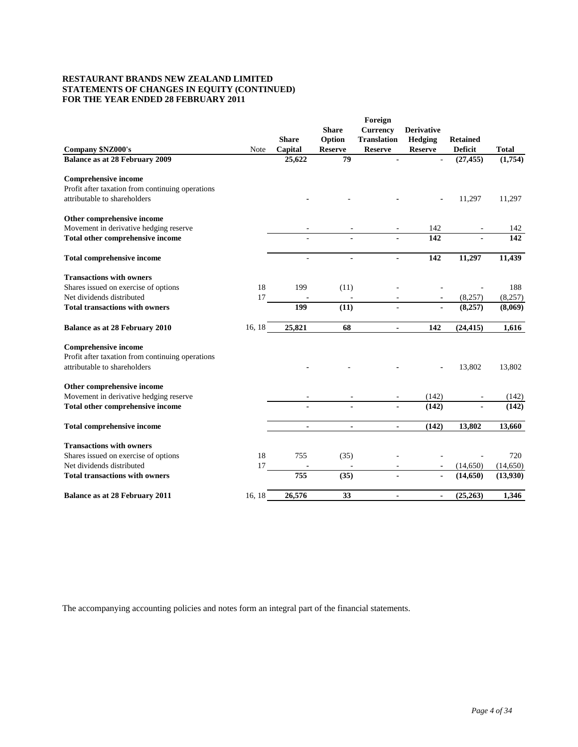**RESTAURANT BRANDS NEW ZEALAND LIMITED**
**STATEMENTS OF CHANGES IN EQUITY (CONTINUED)**
**FOR THE YEAR ENDED 28 FEBRUARY 2011**

| Company $NZ000's | Note | Share Capital | Share Option Reserve | Foreign Currency Translation Reserve | Derivative Hedging Reserve | Retained Deficit | Total |
|---|---|---|---|---|---|---|---|
| **Balance as at 28 February 2009** | | **25,622** | **79** | **-** | - | **(27,455)** | **(1,754)** |
| **Comprehensive income** | | | | | | | |
| Profit after taxation from continuing operations attributable to shareholders | | - | - | - | - | 11,297 | 11,297 |
| **Other comprehensive income** | | | | | | | |
| Movement in derivative hedging reserve | | - | - | - | 142 | - | 142 |
| **Total other comprehensive income** | | **-** | **-** | **-** | **142** | **-** | **142** |
| **Total comprehensive income** | | **-** | **-** | **-** | **142** | **11,297** | **11,439** |
| **Transactions with owners** | | | | | | | |
| Shares issued on exercise of options | 18 | 199 | (11) | - | - | - | 188 |
| Net dividends distributed | 17 | - | - | - | - | (8,257) | (8,257) |
| **Total transactions with owners** | | **199** | **(11)** | **-** | **-** | **(8,257)** | **(8,069)** |
| **Balance as at 28 February 2010** | 16, 18 | **25,821** | **68** | **-** | **142** | **(24,415)** | **1,616** |
| **Comprehensive income** | | | | | | | |
| Profit after taxation from continuing operations attributable to shareholders | | - | - | - | - | 13,802 | 13,802 |
| **Other comprehensive income** | | | | | | | |
| Movement in derivative hedging reserve | | - | - | - | (142) | - | (142) |
| **Total other comprehensive income** | | **-** | **-** | **-** | **(142)** | **-** | **(142)** |
| **Total comprehensive income** | | **-** | **-** | **-** | **(142)** | **13,802** | **13,660** |
| **Transactions with owners** | | | | | | | |
| Shares issued on exercise of options | 18 | 755 | (35) | - | - | - | 720 |
| Net dividends distributed | 17 | - | - | - | - | (14,650) | (14,650) |
| **Total transactions with owners** | | **755** | **(35)** | **-** | **-** | **(14,650)** | **(13,930)** |
| **Balance as at 28 February 2011** | 16, 18 | **26,576** | **33** | **-** | **-** | **(25,263)** | **1,346** |

The accompanying accounting policies and notes form an integral part of the financial statements.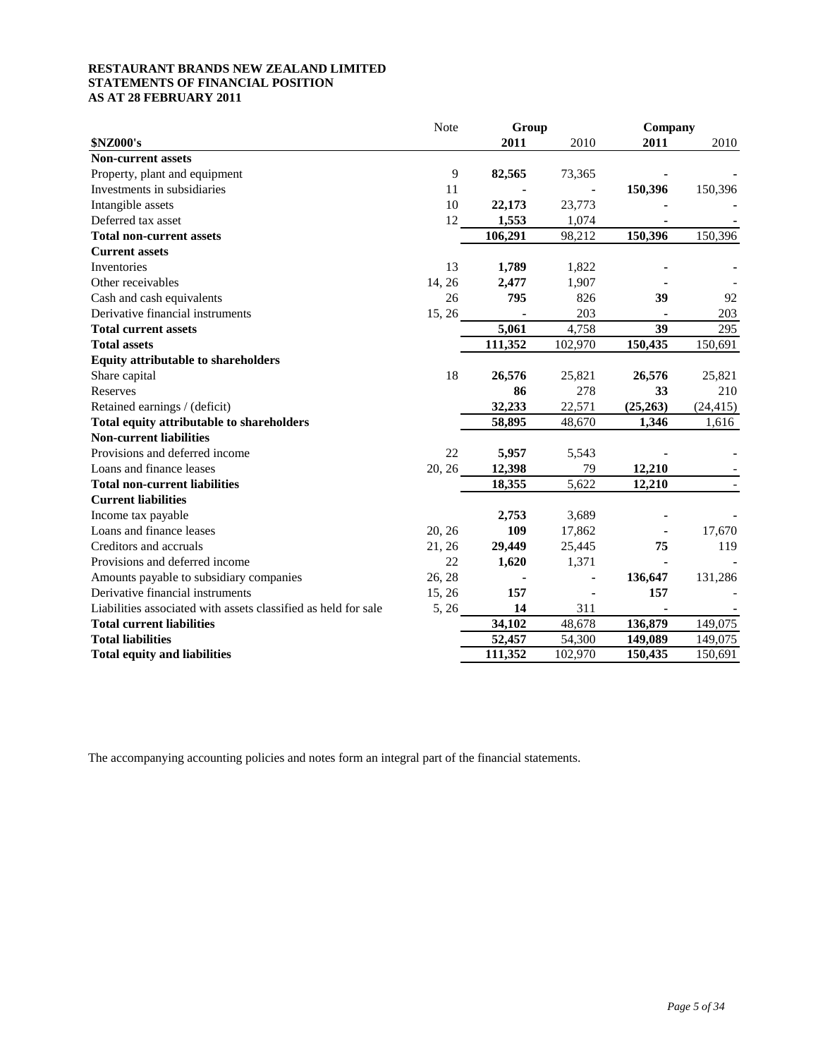**RESTAURANT BRANDS NEW ZEALAND LIMITED**
**STATEMENTS OF FINANCIAL POSITION**
**AS AT 28 FEBRUARY 2011**

| | Note | Group | | Company | |
|---|---|---|---|---|---|
| **$NZ000's** | | **2011** | 2010 | **2011** | 2010 |
| **Non-current assets** | | | | | |
| Property, plant and equipment | 9 | **82,565** | 73,365 | **-** | - |
| Investments in subsidiaries | 11 | **-** | - | **150,396** | 150,396 |
| Intangible assets | 10 | **22,173** | 23,773 | **-** | - |
| Deferred tax asset | 12 | **1,553** | 1,074 | **-** | - |
| **Total non-current assets** | | **106,291** | 98,212 | **150,396** | 150,396 |
| **Current assets** | | | | | |
| Inventories | 13 | **1,789** | 1,822 | **-** | - |
| Other receivables | 14, 26 | **2,477** | 1,907 | **-** | - |
| Cash and cash equivalents | 26 | **795** | 826 | **39** | 92 |
| Derivative financial instruments | 15, 26 | **-** | 203 | **-** | 203 |
| **Total current assets** | | **5,061** | 4,758 | **39** | 295 |
| **Total assets** | | **111,352** | 102,970 | **150,435** | 150,691 |
| **Equity attributable to shareholders** | | | | | |
| Share capital | 18 | **26,576** | 25,821 | **26,576** | 25,821 |
| Reserves | | **86** | 278 | **33** | 210 |
| Retained earnings / (deficit) | | **32,233** | 22,571 | **(25,263)** | (24,415) |
| **Total equity attributable to shareholders** | | **58,895** | 48,670 | **1,346** | 1,616 |
| **Non-current liabilities** | | | | | |
| Provisions and deferred income | 22 | **5,957** | 5,543 | **-** | - |
| Loans and finance leases | 20, 26 | **12,398** | 79 | **12,210** | - |
| **Total non-current liabilities** | | **18,355** | 5,622 | **12,210** | - |
| **Current liabilities** | | | | | |
| Income tax payable | | **2,753** | 3,689 | **-** | - |
| Loans and finance leases | 20, 26 | **109** | 17,862 | **-** | 17,670 |
| Creditors and accruals | 21, 26 | **29,449** | 25,445 | **75** | 119 |
| Provisions and deferred income | 22 | **1,620** | 1,371 | **-** | - |
| Amounts payable to subsidiary companies | 26, 28 | **-** | - | **136,647** | 131,286 |
| Derivative financial instruments | 15, 26 | **157** | - | **157** | - |
| Liabilities associated with assets classified as held for sale | 5, 26 | **14** | 311 | **-** | - |
| **Total current liabilities** | | **34,102** | 48,678 | **136,879** | 149,075 |
| **Total liabilities** | | **52,457** | 54,300 | **149,089** | 149,075 |
| **Total equity and liabilities** | | **111,352** | 102,970 | **150,435** | 150,691 |

The accompanying accounting policies and notes form an integral part of the financial statements.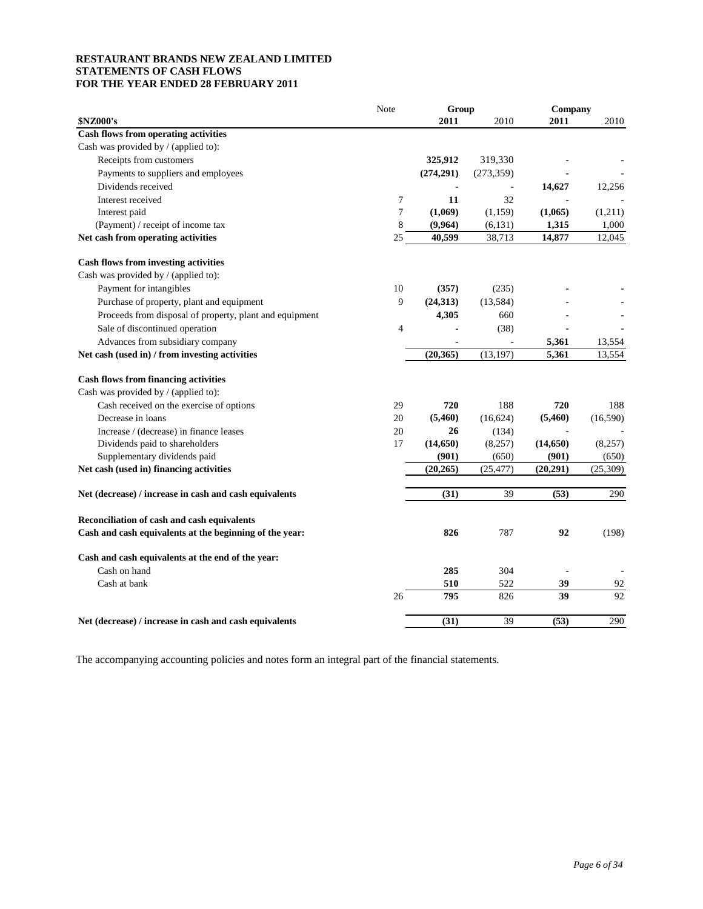**RESTAURANT BRANDS NEW ZEALAND LIMITED**
**STATEMENTS OF CASH FLOWS**
**FOR THE YEAR ENDED 28 FEBRUARY 2011**

| | Note | Group | | Company | |
|---|---|---|---|---|---|
| **$NZ000's** | | **2011** | 2010 | **2011** | 2010 |
| **Cash flows from operating activities** | | | | | |
| Cash was provided by / (applied to): | | | | | |
| Receipts from customers | | **325,912** | 319,330 | **-** | - |
| Payments to suppliers and employees | | **(274,291)** | (273,359) | **-** | - |
| Dividends received | | **-** | - | **14,627** | 12,256 |
| Interest received | 7 | **11** | 32 | **-** | - |
| Interest paid | 7 | **(1,069)** | (1,159) | **(1,065)** | (1,211) |
| (Payment) / receipt of income tax | 8 | **(9,964)** | (6,131) | **1,315** | 1,000 |
| **Net cash from operating activities** | 25 | **40,599** | 38,713 | **14,877** | 12,045 |
| | | | | | |
| **Cash flows from investing activities** | | | | | |
| Cash was provided by / (applied to): | | | | | |
| Payment for intangibles | 10 | **(357)** | (235) | **-** | - |
| Purchase of property, plant and equipment | 9 | **(24,313)** | (13,584) | **-** | - |
| Proceeds from disposal of property, plant and equipment | | **4,305** | 660 | **-** | - |
| Sale of discontinued operation | 4 | **-** | (38) | **-** | - |
| Advances from subsidiary company | | **-** | - | **5,361** | 13,554 |
| **Net cash (used in) / from investing activities** | | **(20,365)** | (13,197) | **5,361** | 13,554 |
| | | | | | |
| **Cash flows from financing activities** | | | | | |
| Cash was provided by / (applied to): | | | | | |
| Cash received on the exercise of options | 29 | **720** | 188 | **720** | 188 |
| Decrease in loans | 20 | **(5,460)** | (16,624) | **(5,460)** | (16,590) |
| Increase / (decrease) in finance leases | 20 | **26** | (134) | **-** | - |
| Dividends paid to shareholders | 17 | **(14,650)** | (8,257) | **(14,650)** | (8,257) |
| Supplementary dividends paid | | **(901)** | (650) | **(901)** | (650) |
| **Net cash (used in) financing activities** | | **(20,265)** | (25,477) | **(20,291)** | (25,309) |
| | | | | | |
| **Net (decrease) / increase in cash and cash equivalents** | | **(31)** | 39 | **(53)** | 290 |
| | | | | | |
| **Reconciliation of cash and cash equivalents** | | | | | |
| **Cash and cash equivalents at the beginning of the year:** | | **826** | 787 | **92** | (198) |
| | | | | | |
| **Cash and cash equivalents at the end of the year:** | | | | | |
| Cash on hand | | **285** | 304 | **-** | - |
| Cash at bank | | **510** | 522 | **39** | 92 |
| | 26 | **795** | 826 | **39** | 92 |
| | | | | | |
| **Net (decrease) / increase in cash and cash equivalents** | | **(31)** | 39 | **(53)** | 290 |

The accompanying accounting policies and notes form an integral part of the financial statements.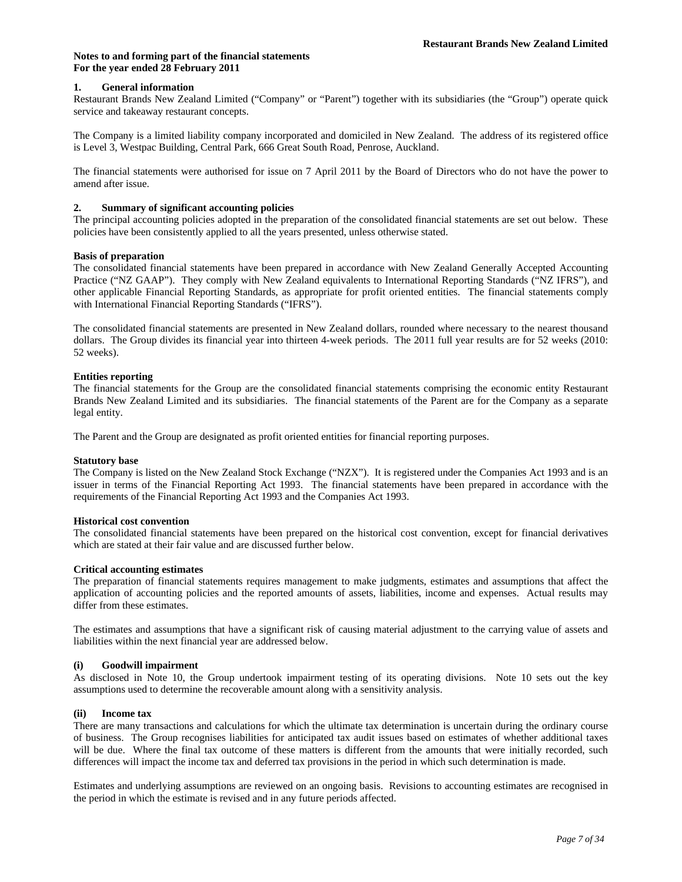**Notes to and forming part of the financial statements**
**For the year ended 28 February 2011**

## 1. General information

Restaurant Brands New Zealand Limited ("Company" or "Parent") together with its subsidiaries (the "Group") operate quick service and takeaway restaurant concepts.

The Company is a limited liability company incorporated and domiciled in New Zealand. The address of its registered office is Level 3, Westpac Building, Central Park, 666 Great South Road, Penrose, Auckland.

The financial statements were authorised for issue on 7 April 2011 by the Board of Directors who do not have the power to amend after issue.

## 2. Summary of significant accounting policies

The principal accounting policies adopted in the preparation of the consolidated financial statements are set out below. These policies have been consistently applied to all the years presented, unless otherwise stated.

### Basis of preparation

The consolidated financial statements have been prepared in accordance with New Zealand Generally Accepted Accounting Practice ("NZ GAAP"). They comply with New Zealand equivalents to International Reporting Standards ("NZ IFRS"), and other applicable Financial Reporting Standards, as appropriate for profit oriented entities. The financial statements comply with International Financial Reporting Standards ("IFRS").

The consolidated financial statements are presented in New Zealand dollars, rounded where necessary to the nearest thousand dollars. The Group divides its financial year into thirteen 4-week periods. The 2011 full year results are for 52 weeks (2010: 52 weeks).

### Entities reporting

The financial statements for the Group are the consolidated financial statements comprising the economic entity Restaurant Brands New Zealand Limited and its subsidiaries. The financial statements of the Parent are for the Company as a separate legal entity.

The Parent and the Group are designated as profit oriented entities for financial reporting purposes.

### Statutory base

The Company is listed on the New Zealand Stock Exchange ("NZX"). It is registered under the Companies Act 1993 and is an issuer in terms of the Financial Reporting Act 1993. The financial statements have been prepared in accordance with the requirements of the Financial Reporting Act 1993 and the Companies Act 1993.

### Historical cost convention

The consolidated financial statements have been prepared on the historical cost convention, except for financial derivatives which are stated at their fair value and are discussed further below.

### Critical accounting estimates

The preparation of financial statements requires management to make judgments, estimates and assumptions that affect the application of accounting policies and the reported amounts of assets, liabilities, income and expenses. Actual results may differ from these estimates.

The estimates and assumptions that have a significant risk of causing material adjustment to the carrying value of assets and liabilities within the next financial year are addressed below.

#### (i) Goodwill impairment

As disclosed in Note 10, the Group undertook impairment testing of its operating divisions. Note 10 sets out the key assumptions used to determine the recoverable amount along with a sensitivity analysis.

#### (ii) Income tax

There are many transactions and calculations for which the ultimate tax determination is uncertain during the ordinary course of business. The Group recognises liabilities for anticipated tax audit issues based on estimates of whether additional taxes will be due. Where the final tax outcome of these matters is different from the amounts that were initially recorded, such differences will impact the income tax and deferred tax provisions in the period in which such determination is made.

Estimates and underlying assumptions are reviewed on an ongoing basis. Revisions to accounting estimates are recognised in the period in which the estimate is revised and in any future periods affected.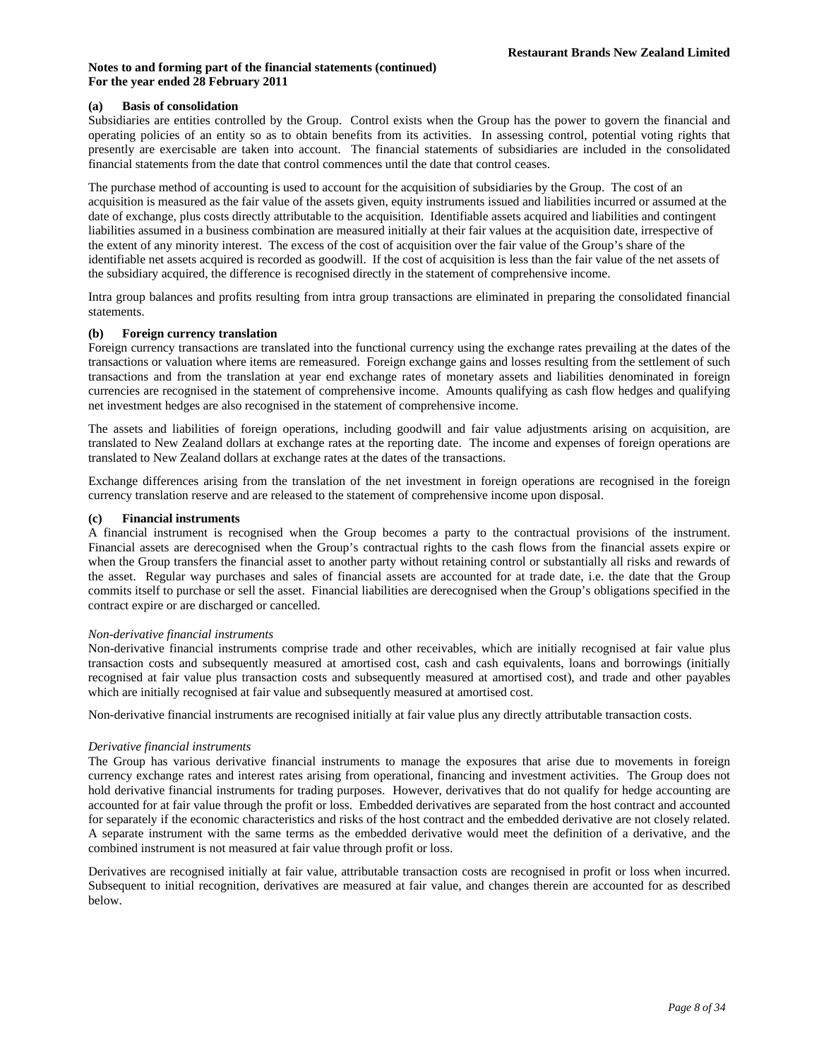**Notes to and forming part of the financial statements (continued)**
**For the year ended 28 February 2011**

**(a) Basis of consolidation**

Subsidiaries are entities controlled by the Group. Control exists when the Group has the power to govern the financial and operating policies of an entity so as to obtain benefits from its activities. In assessing control, potential voting rights that presently are exercisable are taken into account. The financial statements of subsidiaries are included in the consolidated financial statements from the date that control commences until the date that control ceases.

The purchase method of accounting is used to account for the acquisition of subsidiaries by the Group. The cost of an acquisition is measured as the fair value of the assets given, equity instruments issued and liabilities incurred or assumed at the date of exchange, plus costs directly attributable to the acquisition. Identifiable assets acquired and liabilities and contingent liabilities assumed in a business combination are measured initially at their fair values at the acquisition date, irrespective of the extent of any minority interest. The excess of the cost of acquisition over the fair value of the Group's share of the identifiable net assets acquired is recorded as goodwill. If the cost of acquisition is less than the fair value of the net assets of the subsidiary acquired, the difference is recognised directly in the statement of comprehensive income.

Intra group balances and profits resulting from intra group transactions are eliminated in preparing the consolidated financial statements.

**(b) Foreign currency translation**

Foreign currency transactions are translated into the functional currency using the exchange rates prevailing at the dates of the transactions or valuation where items are remeasured. Foreign exchange gains and losses resulting from the settlement of such transactions and from the translation at year end exchange rates of monetary assets and liabilities denominated in foreign currencies are recognised in the statement of comprehensive income. Amounts qualifying as cash flow hedges and qualifying net investment hedges are also recognised in the statement of comprehensive income.

The assets and liabilities of foreign operations, including goodwill and fair value adjustments arising on acquisition, are translated to New Zealand dollars at exchange rates at the reporting date. The income and expenses of foreign operations are translated to New Zealand dollars at exchange rates at the dates of the transactions.

Exchange differences arising from the translation of the net investment in foreign operations are recognised in the foreign currency translation reserve and are released to the statement of comprehensive income upon disposal.

**(c) Financial instruments**

A financial instrument is recognised when the Group becomes a party to the contractual provisions of the instrument. Financial assets are derecognised when the Group's contractual rights to the cash flows from the financial assets expire or when the Group transfers the financial asset to another party without retaining control or substantially all risks and rewards of the asset. Regular way purchases and sales of financial assets are accounted for at trade date, i.e. the date that the Group commits itself to purchase or sell the asset. Financial liabilities are derecognised when the Group's obligations specified in the contract expire or are discharged or cancelled.

*Non-derivative financial instruments*

Non-derivative financial instruments comprise trade and other receivables, which are initially recognised at fair value plus transaction costs and subsequently measured at amortised cost, cash and cash equivalents, loans and borrowings (initially recognised at fair value plus transaction costs and subsequently measured at amortised cost), and trade and other payables which are initially recognised at fair value and subsequently measured at amortised cost.

Non-derivative financial instruments are recognised initially at fair value plus any directly attributable transaction costs.

*Derivative financial instruments*

The Group has various derivative financial instruments to manage the exposures that arise due to movements in foreign currency exchange rates and interest rates arising from operational, financing and investment activities. The Group does not hold derivative financial instruments for trading purposes. However, derivatives that do not qualify for hedge accounting are accounted for at fair value through the profit or loss. Embedded derivatives are separated from the host contract and accounted for separately if the economic characteristics and risks of the host contract and the embedded derivative are not closely related. A separate instrument with the same terms as the embedded derivative would meet the definition of a derivative, and the combined instrument is not measured at fair value through profit or loss.

Derivatives are recognised initially at fair value, attributable transaction costs are recognised in profit or loss when incurred. Subsequent to initial recognition, derivatives are measured at fair value, and changes therein are accounted for as described below.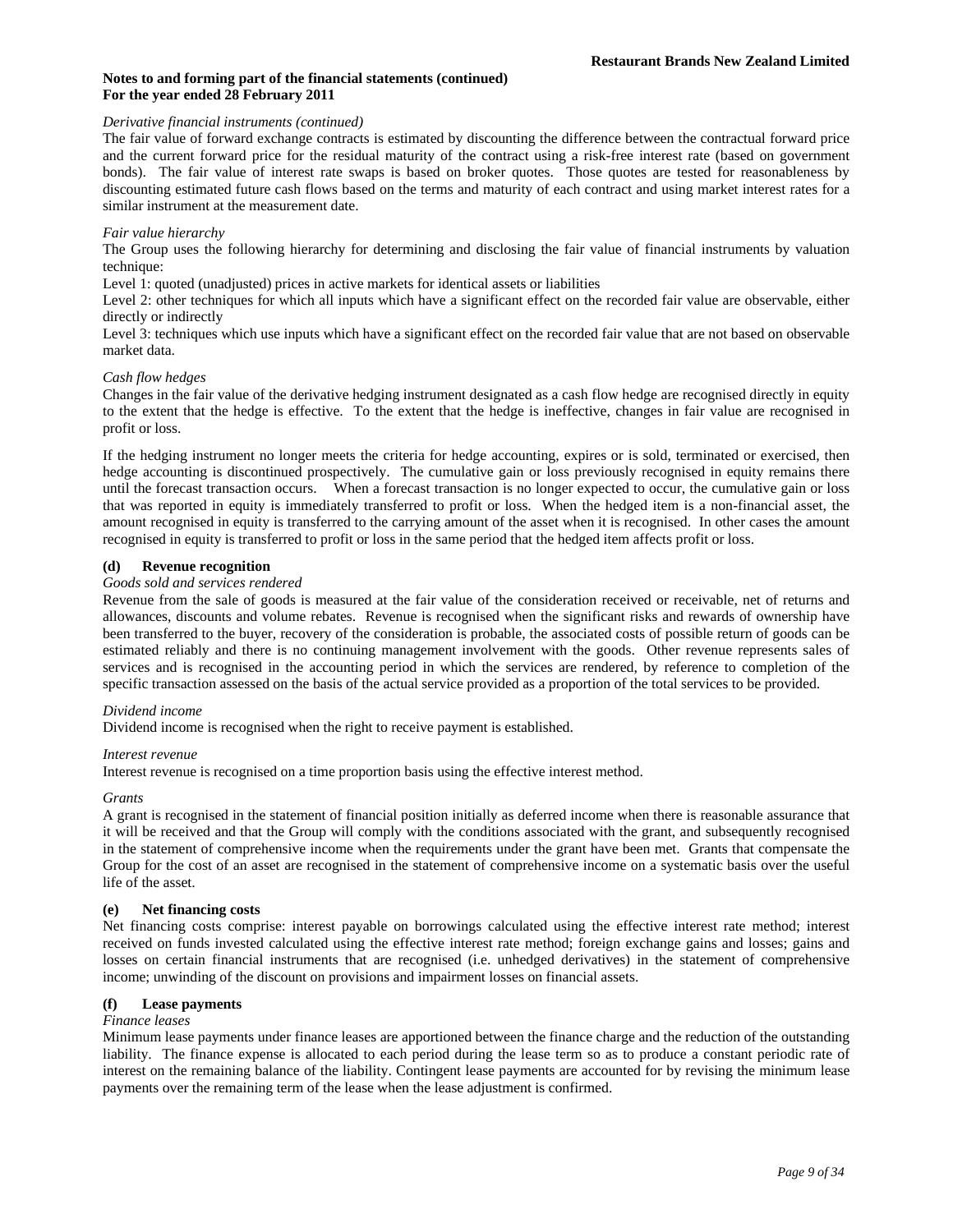**Notes to and forming part of the financial statements (continued)**
**For the year ended 28 February 2011**

*Derivative financial instruments (continued)*

The fair value of forward exchange contracts is estimated by discounting the difference between the contractual forward price and the current forward price for the residual maturity of the contract using a risk-free interest rate (based on government bonds). The fair value of interest rate swaps is based on broker quotes. Those quotes are tested for reasonableness by discounting estimated future cash flows based on the terms and maturity of each contract and using market interest rates for a similar instrument at the measurement date.

*Fair value hierarchy*

The Group uses the following hierarchy for determining and disclosing the fair value of financial instruments by valuation technique:

Level 1: quoted (unadjusted) prices in active markets for identical assets or liabilities

Level 2: other techniques for which all inputs which have a significant effect on the recorded fair value are observable, either directly or indirectly

Level 3: techniques which use inputs which have a significant effect on the recorded fair value that are not based on observable market data.

*Cash flow hedges*

Changes in the fair value of the derivative hedging instrument designated as a cash flow hedge are recognised directly in equity to the extent that the hedge is effective. To the extent that the hedge is ineffective, changes in fair value are recognised in profit or loss.

If the hedging instrument no longer meets the criteria for hedge accounting, expires or is sold, terminated or exercised, then hedge accounting is discontinued prospectively. The cumulative gain or loss previously recognised in equity remains there until the forecast transaction occurs. When a forecast transaction is no longer expected to occur, the cumulative gain or loss that was reported in equity is immediately transferred to profit or loss. When the hedged item is a non-financial asset, the amount recognised in equity is transferred to the carrying amount of the asset when it is recognised. In other cases the amount recognised in equity is transferred to profit or loss in the same period that the hedged item affects profit or loss.

### (d) Revenue recognition

*Goods sold and services rendered*

Revenue from the sale of goods is measured at the fair value of the consideration received or receivable, net of returns and allowances, discounts and volume rebates. Revenue is recognised when the significant risks and rewards of ownership have been transferred to the buyer, recovery of the consideration is probable, the associated costs of possible return of goods can be estimated reliably and there is no continuing management involvement with the goods. Other revenue represents sales of services and is recognised in the accounting period in which the services are rendered, by reference to completion of the specific transaction assessed on the basis of the actual service provided as a proportion of the total services to be provided.

*Dividend income*

Dividend income is recognised when the right to receive payment is established.

*Interest revenue*

Interest revenue is recognised on a time proportion basis using the effective interest method.

*Grants*

A grant is recognised in the statement of financial position initially as deferred income when there is reasonable assurance that it will be received and that the Group will comply with the conditions associated with the grant, and subsequently recognised in the statement of comprehensive income when the requirements under the grant have been met. Grants that compensate the Group for the cost of an asset are recognised in the statement of comprehensive income on a systematic basis over the useful life of the asset.

### (e) Net financing costs

Net financing costs comprise: interest payable on borrowings calculated using the effective interest rate method; interest received on funds invested calculated using the effective interest rate method; foreign exchange gains and losses; gains and losses on certain financial instruments that are recognised (i.e. unhedged derivatives) in the statement of comprehensive income; unwinding of the discount on provisions and impairment losses on financial assets.

### (f) Lease payments

*Finance leases*

Minimum lease payments under finance leases are apportioned between the finance charge and the reduction of the outstanding liability. The finance expense is allocated to each period during the lease term so as to produce a constant periodic rate of interest on the remaining balance of the liability. Contingent lease payments are accounted for by revising the minimum lease payments over the remaining term of the lease when the lease adjustment is confirmed.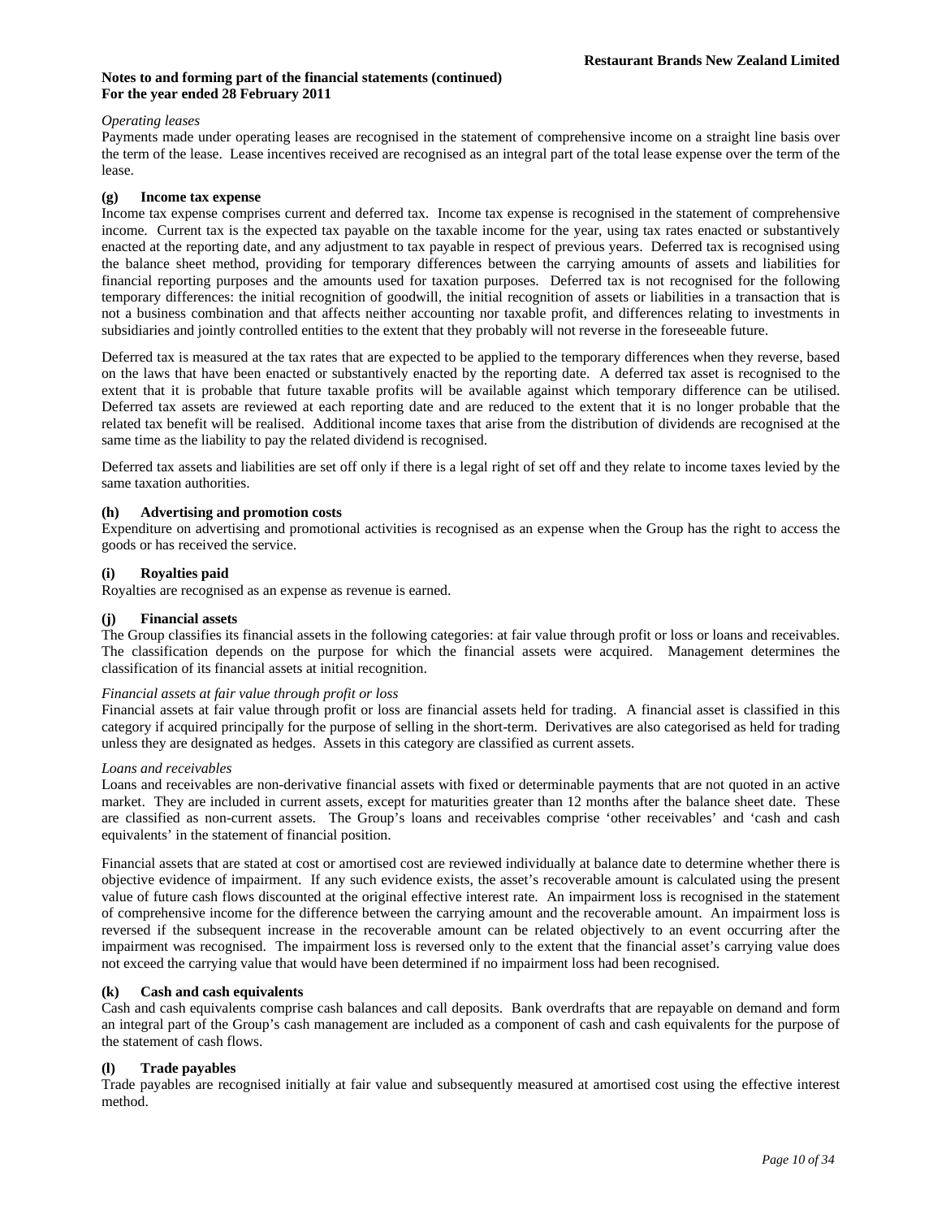**Notes to and forming part of the financial statements (continued)**
**For the year ended 28 February 2011**

*Operating leases*

Payments made under operating leases are recognised in the statement of comprehensive income on a straight line basis over the term of the lease. Lease incentives received are recognised as an integral part of the total lease expense over the term of the lease.

**(g) Income tax expense**

Income tax expense comprises current and deferred tax. Income tax expense is recognised in the statement of comprehensive income. Current tax is the expected tax payable on the taxable income for the year, using tax rates enacted or substantively enacted at the reporting date, and any adjustment to tax payable in respect of previous years. Deferred tax is recognised using the balance sheet method, providing for temporary differences between the carrying amounts of assets and liabilities for financial reporting purposes and the amounts used for taxation purposes. Deferred tax is not recognised for the following temporary differences: the initial recognition of goodwill, the initial recognition of assets or liabilities in a transaction that is not a business combination and that affects neither accounting nor taxable profit, and differences relating to investments in subsidiaries and jointly controlled entities to the extent that they probably will not reverse in the foreseeable future.

Deferred tax is measured at the tax rates that are expected to be applied to the temporary differences when they reverse, based on the laws that have been enacted or substantively enacted by the reporting date. A deferred tax asset is recognised to the extent that it is probable that future taxable profits will be available against which temporary difference can be utilised. Deferred tax assets are reviewed at each reporting date and are reduced to the extent that it is no longer probable that the related tax benefit will be realised. Additional income taxes that arise from the distribution of dividends are recognised at the same time as the liability to pay the related dividend is recognised.

Deferred tax assets and liabilities are set off only if there is a legal right of set off and they relate to income taxes levied by the same taxation authorities.

**(h) Advertising and promotion costs**

Expenditure on advertising and promotional activities is recognised as an expense when the Group has the right to access the goods or has received the service.

**(i) Royalties paid**

Royalties are recognised as an expense as revenue is earned.

**(j) Financial assets**

The Group classifies its financial assets in the following categories: at fair value through profit or loss or loans and receivables. The classification depends on the purpose for which the financial assets were acquired. Management determines the classification of its financial assets at initial recognition.

*Financial assets at fair value through profit or loss*

Financial assets at fair value through profit or loss are financial assets held for trading. A financial asset is classified in this category if acquired principally for the purpose of selling in the short-term. Derivatives are also categorised as held for trading unless they are designated as hedges. Assets in this category are classified as current assets.

*Loans and receivables*

Loans and receivables are non-derivative financial assets with fixed or determinable payments that are not quoted in an active market. They are included in current assets, except for maturities greater than 12 months after the balance sheet date. These are classified as non-current assets. The Group's loans and receivables comprise 'other receivables' and 'cash and cash equivalents' in the statement of financial position.

Financial assets that are stated at cost or amortised cost are reviewed individually at balance date to determine whether there is objective evidence of impairment. If any such evidence exists, the asset's recoverable amount is calculated using the present value of future cash flows discounted at the original effective interest rate. An impairment loss is recognised in the statement of comprehensive income for the difference between the carrying amount and the recoverable amount. An impairment loss is reversed if the subsequent increase in the recoverable amount can be related objectively to an event occurring after the impairment was recognised. The impairment loss is reversed only to the extent that the financial asset's carrying value does not exceed the carrying value that would have been determined if no impairment loss had been recognised.

**(k) Cash and cash equivalents**

Cash and cash equivalents comprise cash balances and call deposits. Bank overdrafts that are repayable on demand and form an integral part of the Group's cash management are included as a component of cash and cash equivalents for the purpose of the statement of cash flows.

**(l) Trade payables**

Trade payables are recognised initially at fair value and subsequently measured at amortised cost using the effective interest method.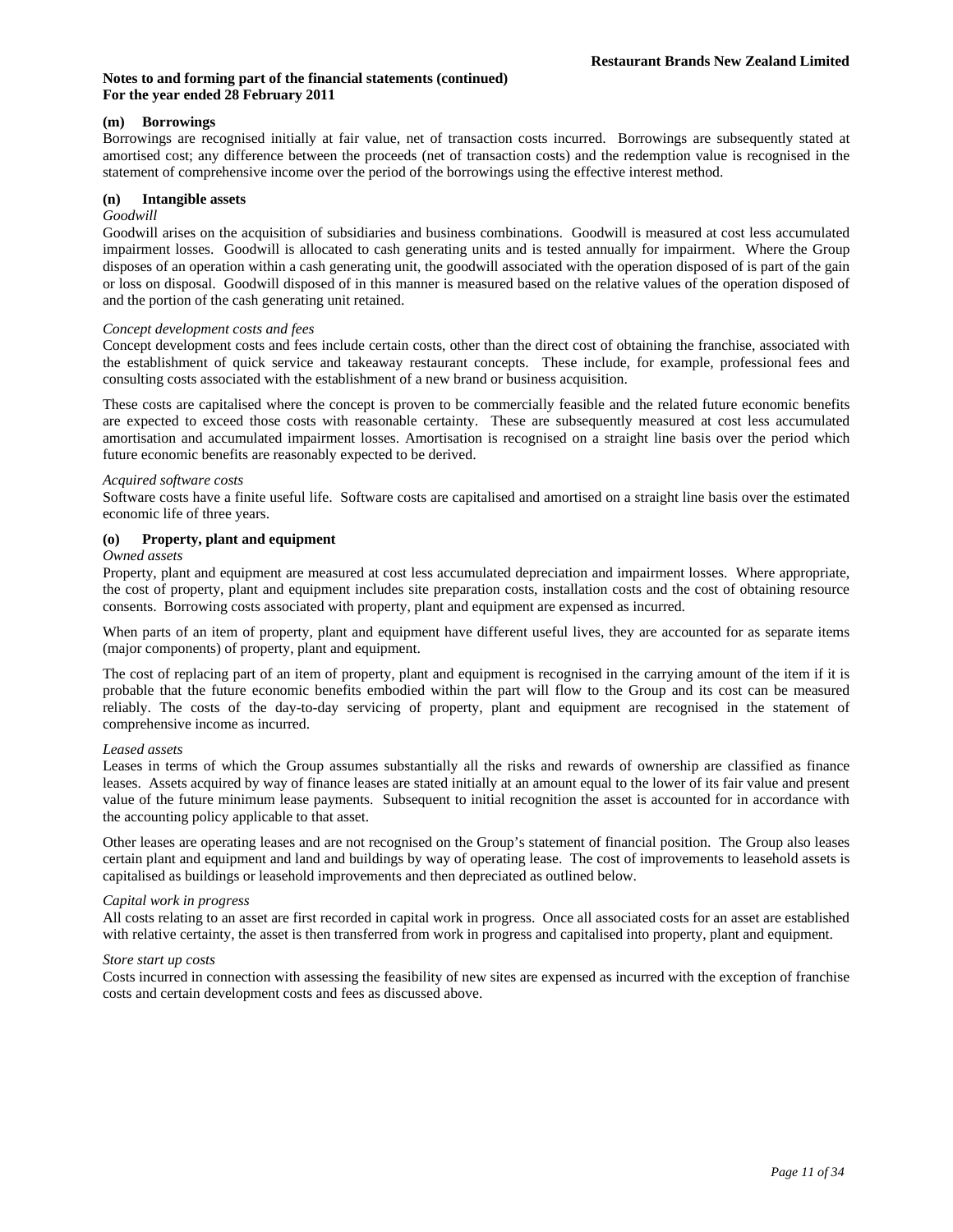**Notes to and forming part of the financial statements (continued)**
**For the year ended 28 February 2011**

### (m) Borrowings

Borrowings are recognised initially at fair value, net of transaction costs incurred. Borrowings are subsequently stated at amortised cost; any difference between the proceeds (net of transaction costs) and the redemption value is recognised in the statement of comprehensive income over the period of the borrowings using the effective interest method.

### (n) Intangible assets

*Goodwill*

Goodwill arises on the acquisition of subsidiaries and business combinations. Goodwill is measured at cost less accumulated impairment losses. Goodwill is allocated to cash generating units and is tested annually for impairment. Where the Group disposes of an operation within a cash generating unit, the goodwill associated with the operation disposed of is part of the gain or loss on disposal. Goodwill disposed of in this manner is measured based on the relative values of the operation disposed of and the portion of the cash generating unit retained.

*Concept development costs and fees*

Concept development costs and fees include certain costs, other than the direct cost of obtaining the franchise, associated with the establishment of quick service and takeaway restaurant concepts. These include, for example, professional fees and consulting costs associated with the establishment of a new brand or business acquisition.

These costs are capitalised where the concept is proven to be commercially feasible and the related future economic benefits are expected to exceed those costs with reasonable certainty. These are subsequently measured at cost less accumulated amortisation and accumulated impairment losses. Amortisation is recognised on a straight line basis over the period which future economic benefits are reasonably expected to be derived.

*Acquired software costs*

Software costs have a finite useful life. Software costs are capitalised and amortised on a straight line basis over the estimated economic life of three years.

### (o) Property, plant and equipment

*Owned assets*

Property, plant and equipment are measured at cost less accumulated depreciation and impairment losses. Where appropriate, the cost of property, plant and equipment includes site preparation costs, installation costs and the cost of obtaining resource consents. Borrowing costs associated with property, plant and equipment are expensed as incurred.

When parts of an item of property, plant and equipment have different useful lives, they are accounted for as separate items (major components) of property, plant and equipment.

The cost of replacing part of an item of property, plant and equipment is recognised in the carrying amount of the item if it is probable that the future economic benefits embodied within the part will flow to the Group and its cost can be measured reliably. The costs of the day-to-day servicing of property, plant and equipment are recognised in the statement of comprehensive income as incurred.

*Leased assets*

Leases in terms of which the Group assumes substantially all the risks and rewards of ownership are classified as finance leases. Assets acquired by way of finance leases are stated initially at an amount equal to the lower of its fair value and present value of the future minimum lease payments. Subsequent to initial recognition the asset is accounted for in accordance with the accounting policy applicable to that asset.

Other leases are operating leases and are not recognised on the Group's statement of financial position. The Group also leases certain plant and equipment and land and buildings by way of operating lease. The cost of improvements to leasehold assets is capitalised as buildings or leasehold improvements and then depreciated as outlined below.

*Capital work in progress*

All costs relating to an asset are first recorded in capital work in progress. Once all associated costs for an asset are established with relative certainty, the asset is then transferred from work in progress and capitalised into property, plant and equipment.

*Store start up costs*

Costs incurred in connection with assessing the feasibility of new sites are expensed as incurred with the exception of franchise costs and certain development costs and fees as discussed above.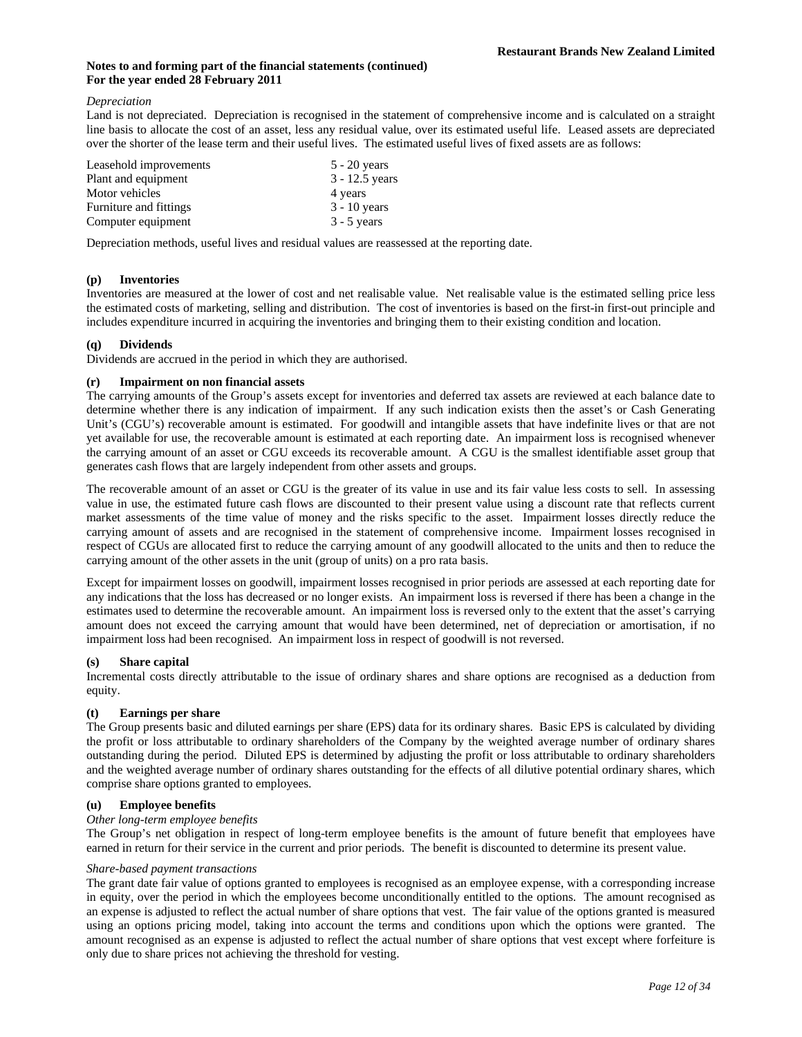*Depreciation*

Land is not depreciated. Depreciation is recognised in the statement of comprehensive income and is calculated on a straight line basis to allocate the cost of an asset, less any residual value, over its estimated useful life. Leased assets are depreciated over the shorter of the lease term and their useful lives. The estimated useful lives of fixed assets are as follows:

| | |
|---|---|
| Leasehold improvements | 5 - 20 years |
| Plant and equipment | 3 - 12.5 years |
| Motor vehicles | 4 years |
| Furniture and fittings | 3 - 10 years |
| Computer equipment | 3 - 5 years |

Depreciation methods, useful lives and residual values are reassessed at the reporting date.

### (p) Inventories

Inventories are measured at the lower of cost and net realisable value. Net realisable value is the estimated selling price less the estimated costs of marketing, selling and distribution. The cost of inventories is based on the first-in first-out principle and includes expenditure incurred in acquiring the inventories and bringing them to their existing condition and location.

### (q) Dividends

Dividends are accrued in the period in which they are authorised.

### (r) Impairment on non financial assets

The carrying amounts of the Group's assets except for inventories and deferred tax assets are reviewed at each balance date to determine whether there is any indication of impairment. If any such indication exists then the asset's or Cash Generating Unit's (CGU's) recoverable amount is estimated. For goodwill and intangible assets that have indefinite lives or that are not yet available for use, the recoverable amount is estimated at each reporting date. An impairment loss is recognised whenever the carrying amount of an asset or CGU exceeds its recoverable amount. A CGU is the smallest identifiable asset group that generates cash flows that are largely independent from other assets and groups.

The recoverable amount of an asset or CGU is the greater of its value in use and its fair value less costs to sell. In assessing value in use, the estimated future cash flows are discounted to their present value using a discount rate that reflects current market assessments of the time value of money and the risks specific to the asset. Impairment losses directly reduce the carrying amount of assets and are recognised in the statement of comprehensive income. Impairment losses recognised in respect of CGUs are allocated first to reduce the carrying amount of any goodwill allocated to the units and then to reduce the carrying amount of the other assets in the unit (group of units) on a pro rata basis.

Except for impairment losses on goodwill, impairment losses recognised in prior periods are assessed at each reporting date for any indications that the loss has decreased or no longer exists. An impairment loss is reversed if there has been a change in the estimates used to determine the recoverable amount. An impairment loss is reversed only to the extent that the asset's carrying amount does not exceed the carrying amount that would have been determined, net of depreciation or amortisation, if no impairment loss had been recognised. An impairment loss in respect of goodwill is not reversed.

### (s) Share capital

Incremental costs directly attributable to the issue of ordinary shares and share options are recognised as a deduction from equity.

### (t) Earnings per share

The Group presents basic and diluted earnings per share (EPS) data for its ordinary shares. Basic EPS is calculated by dividing the profit or loss attributable to ordinary shareholders of the Company by the weighted average number of ordinary shares outstanding during the period. Diluted EPS is determined by adjusting the profit or loss attributable to ordinary shareholders and the weighted average number of ordinary shares outstanding for the effects of all dilutive potential ordinary shares, which comprise share options granted to employees.

### (u) Employee benefits

*Other long-term employee benefits*

The Group's net obligation in respect of long-term employee benefits is the amount of future benefit that employees have earned in return for their service in the current and prior periods. The benefit is discounted to determine its present value.

*Share-based payment transactions*

The grant date fair value of options granted to employees is recognised as an employee expense, with a corresponding increase in equity, over the period in which the employees become unconditionally entitled to the options. The amount recognised as an expense is adjusted to reflect the actual number of share options that vest. The fair value of the options granted is measured using an options pricing model, taking into account the terms and conditions upon which the options were granted. The amount recognised as an expense is adjusted to reflect the actual number of share options that vest except where forfeiture is only due to share prices not achieving the threshold for vesting.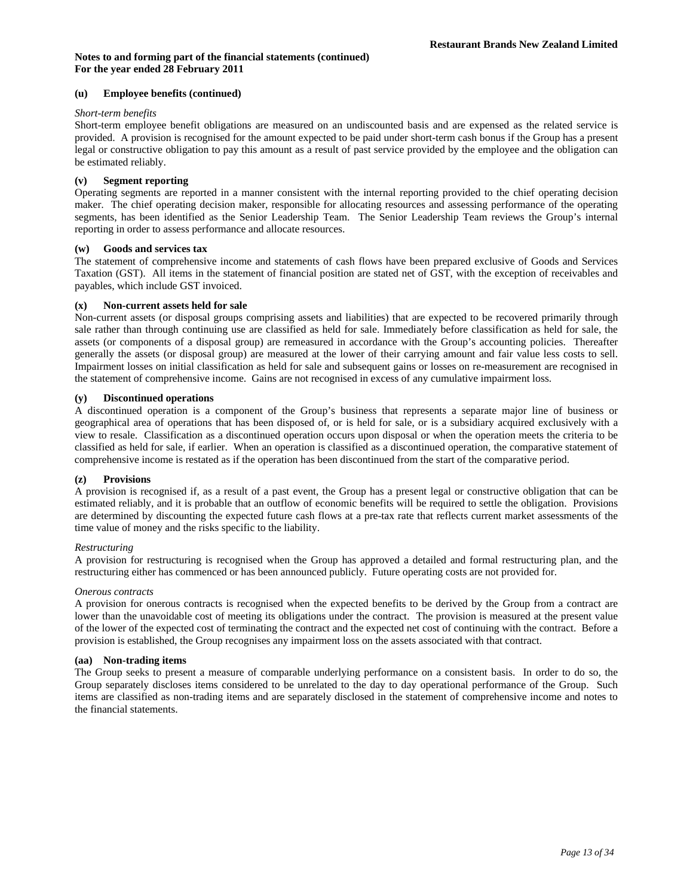**Notes to and forming part of the financial statements (continued)**
**For the year ended 28 February 2011**

### (u) Employee benefits (continued)

*Short-term benefits*

Short-term employee benefit obligations are measured on an undiscounted basis and are expensed as the related service is provided. A provision is recognised for the amount expected to be paid under short-term cash bonus if the Group has a present legal or constructive obligation to pay this amount as a result of past service provided by the employee and the obligation can be estimated reliably.

### (v) Segment reporting

Operating segments are reported in a manner consistent with the internal reporting provided to the chief operating decision maker. The chief operating decision maker, responsible for allocating resources and assessing performance of the operating segments, has been identified as the Senior Leadership Team. The Senior Leadership Team reviews the Group's internal reporting in order to assess performance and allocate resources.

### (w) Goods and services tax

The statement of comprehensive income and statements of cash flows have been prepared exclusive of Goods and Services Taxation (GST). All items in the statement of financial position are stated net of GST, with the exception of receivables and payables, which include GST invoiced.

### (x) Non-current assets held for sale

Non-current assets (or disposal groups comprising assets and liabilities) that are expected to be recovered primarily through sale rather than through continuing use are classified as held for sale. Immediately before classification as held for sale, the assets (or components of a disposal group) are remeasured in accordance with the Group's accounting policies. Thereafter generally the assets (or disposal group) are measured at the lower of their carrying amount and fair value less costs to sell. Impairment losses on initial classification as held for sale and subsequent gains or losses on re-measurement are recognised in the statement of comprehensive income. Gains are not recognised in excess of any cumulative impairment loss.

### (y) Discontinued operations

A discontinued operation is a component of the Group's business that represents a separate major line of business or geographical area of operations that has been disposed of, or is held for sale, or is a subsidiary acquired exclusively with a view to resale. Classification as a discontinued operation occurs upon disposal or when the operation meets the criteria to be classified as held for sale, if earlier. When an operation is classified as a discontinued operation, the comparative statement of comprehensive income is restated as if the operation has been discontinued from the start of the comparative period.

### (z) Provisions

A provision is recognised if, as a result of a past event, the Group has a present legal or constructive obligation that can be estimated reliably, and it is probable that an outflow of economic benefits will be required to settle the obligation. Provisions are determined by discounting the expected future cash flows at a pre-tax rate that reflects current market assessments of the time value of money and the risks specific to the liability.

*Restructuring*

A provision for restructuring is recognised when the Group has approved a detailed and formal restructuring plan, and the restructuring either has commenced or has been announced publicly. Future operating costs are not provided for.

*Onerous contracts*

A provision for onerous contracts is recognised when the expected benefits to be derived by the Group from a contract are lower than the unavoidable cost of meeting its obligations under the contract. The provision is measured at the present value of the lower of the expected cost of terminating the contract and the expected net cost of continuing with the contract. Before a provision is established, the Group recognises any impairment loss on the assets associated with that contract.

### (aa) Non-trading items

The Group seeks to present a measure of comparable underlying performance on a consistent basis. In order to do so, the Group separately discloses items considered to be unrelated to the day to day operational performance of the Group. Such items are classified as non-trading items and are separately disclosed in the statement of comprehensive income and notes to the financial statements.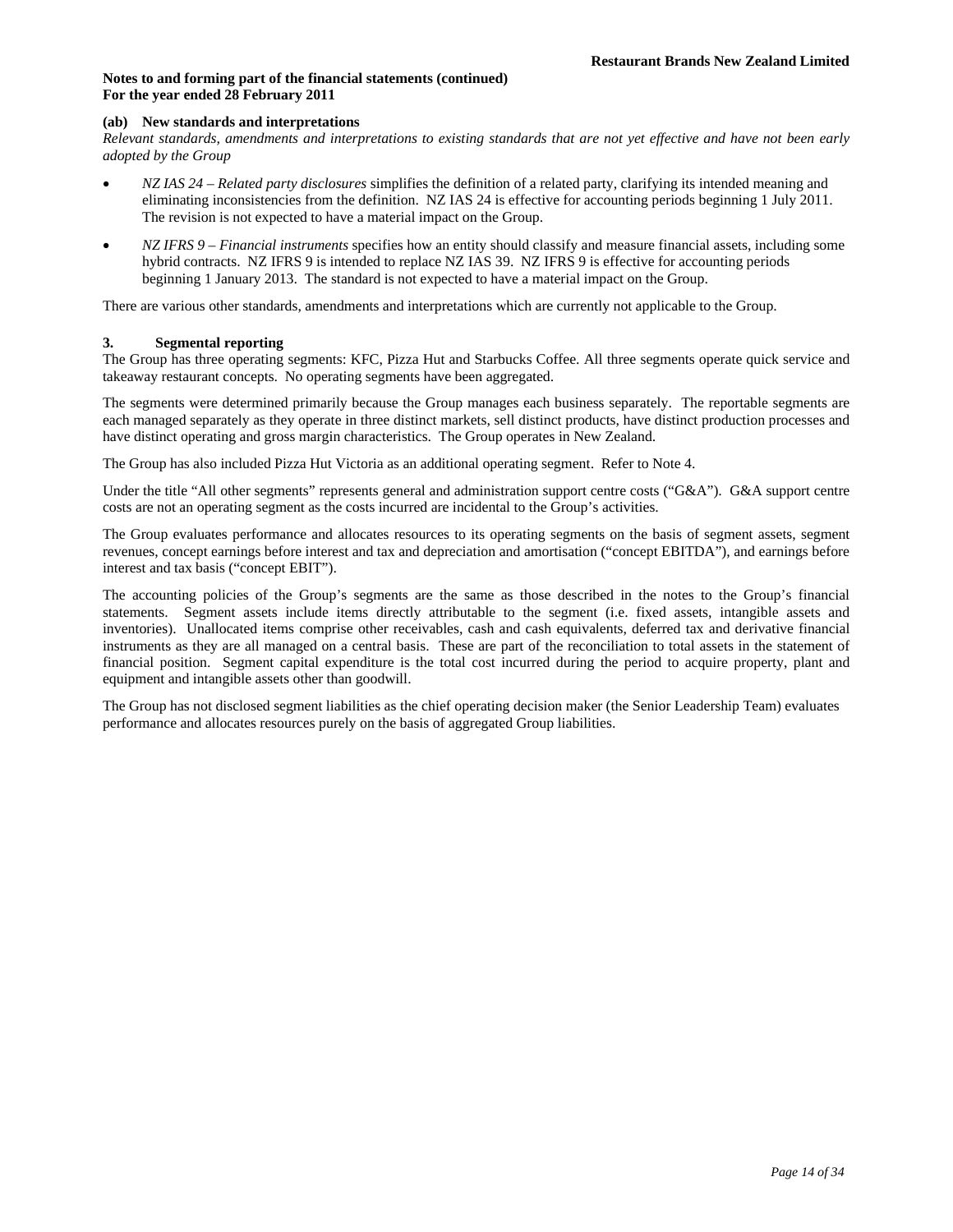**Notes to and forming part of the financial statements (continued)**
**For the year ended 28 February 2011**

### (ab) New standards and interpretations

*Relevant standards, amendments and interpretations to existing standards that are not yet effective and have not been early adopted by the Group*

- *NZ IAS 24 – Related party disclosures* simplifies the definition of a related party, clarifying its intended meaning and eliminating inconsistencies from the definition. NZ IAS 24 is effective for accounting periods beginning 1 July 2011. The revision is not expected to have a material impact on the Group.
- *NZ IFRS 9 – Financial instruments* specifies how an entity should classify and measure financial assets, including some hybrid contracts. NZ IFRS 9 is intended to replace NZ IAS 39. NZ IFRS 9 is effective for accounting periods beginning 1 January 2013. The standard is not expected to have a material impact on the Group.

There are various other standards, amendments and interpretations which are currently not applicable to the Group.

## 3. Segmental reporting

The Group has three operating segments: KFC, Pizza Hut and Starbucks Coffee. All three segments operate quick service and takeaway restaurant concepts. No operating segments have been aggregated.

The segments were determined primarily because the Group manages each business separately. The reportable segments are each managed separately as they operate in three distinct markets, sell distinct products, have distinct production processes and have distinct operating and gross margin characteristics. The Group operates in New Zealand.

The Group has also included Pizza Hut Victoria as an additional operating segment. Refer to Note 4.

Under the title "All other segments" represents general and administration support centre costs ("G&A"). G&A support centre costs are not an operating segment as the costs incurred are incidental to the Group's activities.

The Group evaluates performance and allocates resources to its operating segments on the basis of segment assets, segment revenues, concept earnings before interest and tax and depreciation and amortisation ("concept EBITDA"), and earnings before interest and tax basis ("concept EBIT").

The accounting policies of the Group's segments are the same as those described in the notes to the Group's financial statements. Segment assets include items directly attributable to the segment (i.e. fixed assets, intangible assets and inventories). Unallocated items comprise other receivables, cash and cash equivalents, deferred tax and derivative financial instruments as they are all managed on a central basis. These are part of the reconciliation to total assets in the statement of financial position. Segment capital expenditure is the total cost incurred during the period to acquire property, plant and equipment and intangible assets other than goodwill.

The Group has not disclosed segment liabilities as the chief operating decision maker (the Senior Leadership Team) evaluates performance and allocates resources purely on the basis of aggregated Group liabilities.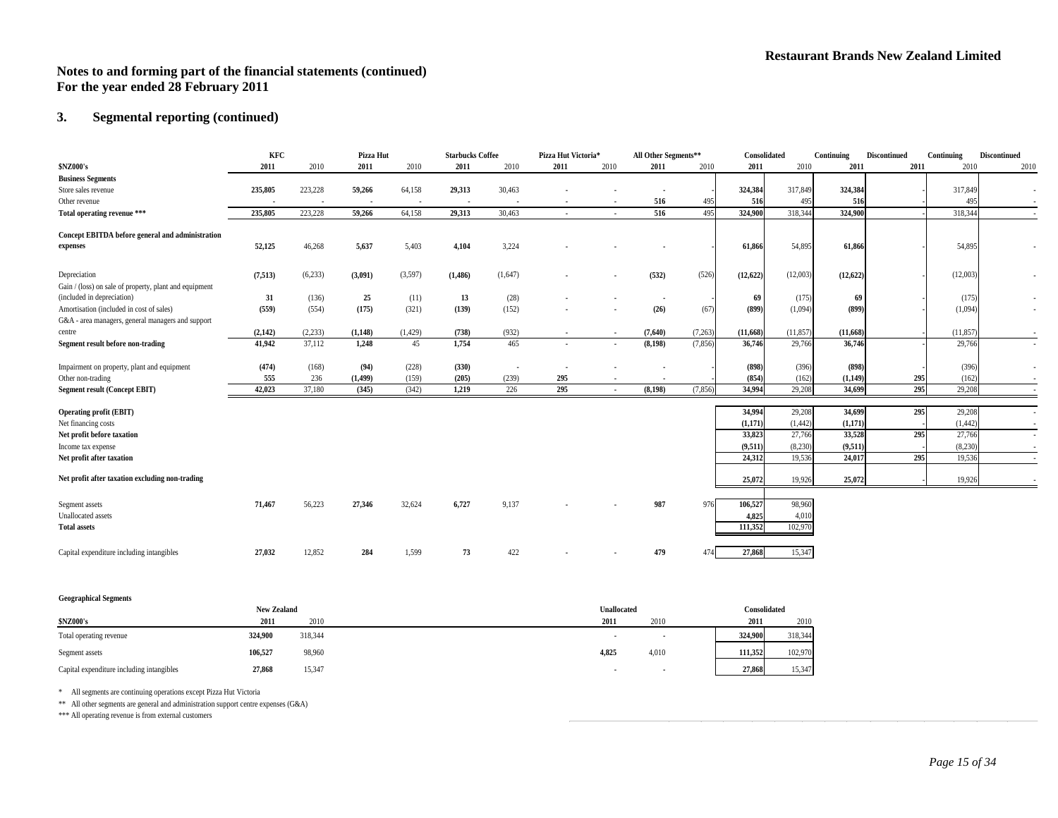**Restaurant Brands New Zealand Limited**

## Notes to and forming part of the financial statements (continued)
## For the year ended 28 February 2011

### 3. Segmental reporting (continued)

| | KFC | | Pizza Hut | | Starbucks Coffee | | Pizza Hut Victoria* | | All Other Segments** | | Consolidated | | Continuing | Discontinued | Continuing | Discontinued |
|---|---|---|---|---|---|---|---|---|---|---|---|---|---|---|---|---|
| **$NZ000's** | **2011** | 2010 | **2011** | 2010 | **2011** | 2010 | **2011** | 2010 | **2011** | 2010 | **2011** | 2010 | **2011** | **2011** | 2010 | 2010 |
| **Business Segments** | | | | | | | | | | | | | | | | |
| Store sales revenue | **235,805** | 223,228 | **59,266** | 64,158 | **29,313** | 30,463 | - | - | - | - | **324,384** | 317,849 | **324,384** | - | 317,849 | - |
| Other revenue | - | - | - | - | - | - | - | - | **516** | 495 | **516** | 495 | **516** | - | 495 | - |
| **Total operating revenue \*\*\*** | **235,805** | 223,228 | **59,266** | 64,158 | **29,313** | 30,463 | - | - | **516** | 495 | **324,900** | 318,344 | **324,900** | - | 318,344 | - |
| **Concept EBITDA before general and administration expenses** | **52,125** | 46,268 | **5,637** | 5,403 | **4,104** | 3,224 | - | - | - | - | **61,866** | 54,895 | **61,866** | - | 54,895 | - |
| Depreciation | **(7,513)** | (6,233) | **(3,091)** | (3,597) | **(1,486)** | (1,647) | - | - | **(532)** | (526) | **(12,622)** | (12,003) | **(12,622)** | - | (12,003) | - |
| Gain / (loss) on sale of property, plant and equipment (included in depreciation) | **31** | (136) | **25** | (11) | **13** | (28) | - | - | - | - | **69** | (175) | **69** | - | (175) | - |
| Amortisation (included in cost of sales) | **(559)** | (554) | **(175)** | (321) | **(139)** | (152) | - | - | **(26)** | (67) | **(899)** | (1,094) | **(899)** | - | (1,094) | - |
| G&A - area managers, general managers and support centre | **(2,142)** | (2,233) | **(1,148)** | (1,429) | **(738)** | (932) | - | - | **(7,640)** | (7,263) | **(11,668)** | (11,857) | **(11,668)** | - | (11,857) | - |
| **Segment result before non-trading** | **41,942** | 37,112 | **1,248** | 45 | **1,754** | 465 | - | - | **(8,198)** | (7,856) | **36,746** | 29,766 | **36,746** | - | 29,766 | - |
| Impairment on property, plant and equipment | **(474)** | (168) | **(94)** | (228) | **(330)** | - | - | - | - | - | **(898)** | (396) | **(898)** | - | (396) | - |
| Other non-trading | **555** | 236 | **(1,499)** | (159) | **(205)** | (239) | **295** | - | - | - | **(854)** | (162) | **(1,149)** | **295** | (162) | - |
| **Segment result (Concept EBIT)** | **42,023** | 37,180 | **(345)** | (342) | **1,219** | 226 | **295** | - | **(8,198)** | (7,856) | **34,994** | 29,208 | **34,699** | **295** | 29,208 | - |
| **Operating profit (EBIT)** | | | | | | | | | | | **34,994** | 29,208 | **34,699** | **295** | 29,208 | - |
| Net financing costs | | | | | | | | | | | **(1,171)** | (1,442) | **(1,171)** | - | (1,442) | - |
| **Net profit before taxation** | | | | | | | | | | | **33,823** | 27,766 | **33,528** | **295** | 27,766 | - |
| Income tax expense | | | | | | | | | | | **(9,511)** | (8,230) | **(9,511)** | - | (8,230) | - |
| **Net profit after taxation** | | | | | | | | | | | **24,312** | 19,536 | **24,017** | **295** | 19,536 | - |
| **Net profit after taxation excluding non-trading** | | | | | | | | | | | **25,072** | 19,926 | **25,072** | - | 19,926 | - |
| Segment assets | **71,467** | 56,223 | **27,346** | 32,624 | **6,727** | 9,137 | - | - | **987** | 976 | **106,527** | 98,960 | | | | |
| Unallocated assets | | | | | | | | | | | **4,825** | 4,010 | | | | |
| **Total assets** | | | | | | | | | | | **111,352** | 102,970 | | | | |
| Capital expenditure including intangibles | **27,032** | 12,852 | **284** | 1,599 | **73** | 422 | - | - | **479** | 474 | **27,868** | 15,347 | | | | |

**Geographical Segments**

| | New Zealand | | Unallocated | | Consolidated | |
|---|---|---|---|---|---|---|
| **$NZ000's** | **2011** | 2010 | **2011** | 2010 | **2011** | 2010 |
| Total operating revenue | **324,900** | 318,344 | - | - | **324,900** | 318,344 |
| Segment assets | **106,527** | 98,960 | **4,825** | 4,010 | **111,352** | 102,970 |
| Capital expenditure including intangibles | **27,868** | 15,347 | - | - | **27,868** | 15,347 |

\* All segments are continuing operations except Pizza Hut Victoria

\*\* All other segments are general and administration support centre expenses (G&A)

\*\*\* All operating revenue is from external customers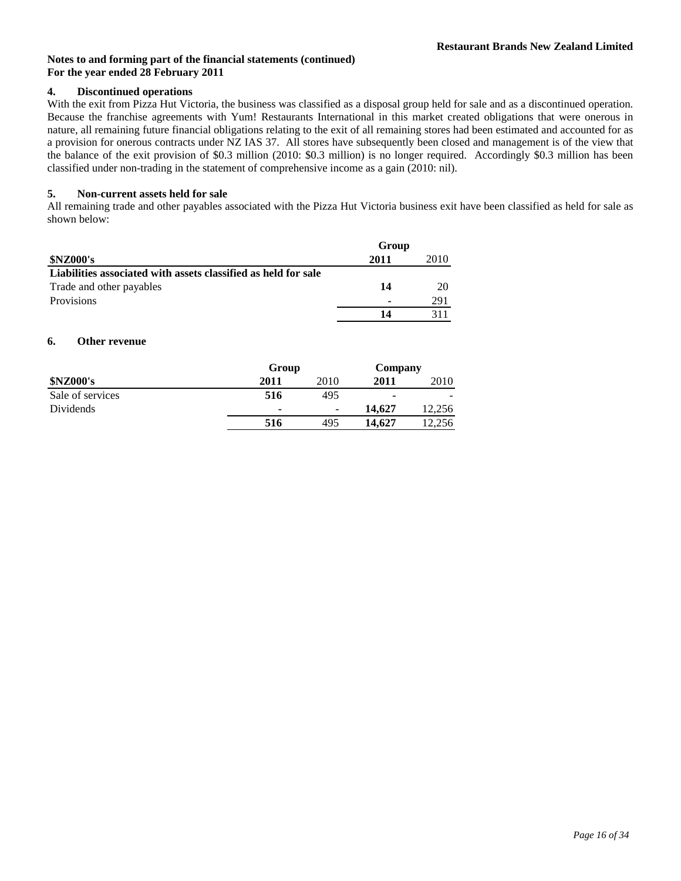**Notes to and forming part of the financial statements (continued)**
**For the year ended 28 February 2011**

## 4. Discontinued operations

With the exit from Pizza Hut Victoria, the business was classified as a disposal group held for sale and as a discontinued operation. Because the franchise agreements with Yum! Restaurants International in this market created obligations that were onerous in nature, all remaining future financial obligations relating to the exit of all remaining stores had been estimated and accounted for as a provision for onerous contracts under NZ IAS 37. All stores have subsequently been closed and management is of the view that the balance of the exit provision of $0.3 million (2010: $0.3 million) is no longer required. Accordingly $0.3 million has been classified under non-trading in the statement of comprehensive income as a gain (2010: nil).

## 5. Non-current assets held for sale

All remaining trade and other payables associated with the Pizza Hut Victoria business exit have been classified as held for sale as shown below:

| | Group | |
|---|---|---|
| **$NZ000's** | **2011** | 2010 |
| **Liabilities associated with assets classified as held for sale** | | |
| Trade and other payables | **14** | 20 |
| Provisions | **-** | 291 |
| | **14** | 311 |

## 6. Other revenue

| | Group | | Company | |
|---|---|---|---|---|
| **$NZ000's** | **2011** | 2010 | **2011** | 2010 |
| Sale of services | **516** | 495 | **-** | - |
| Dividends | **-** | - | **14,627** | 12,256 |
| | **516** | 495 | **14,627** | 12,256 |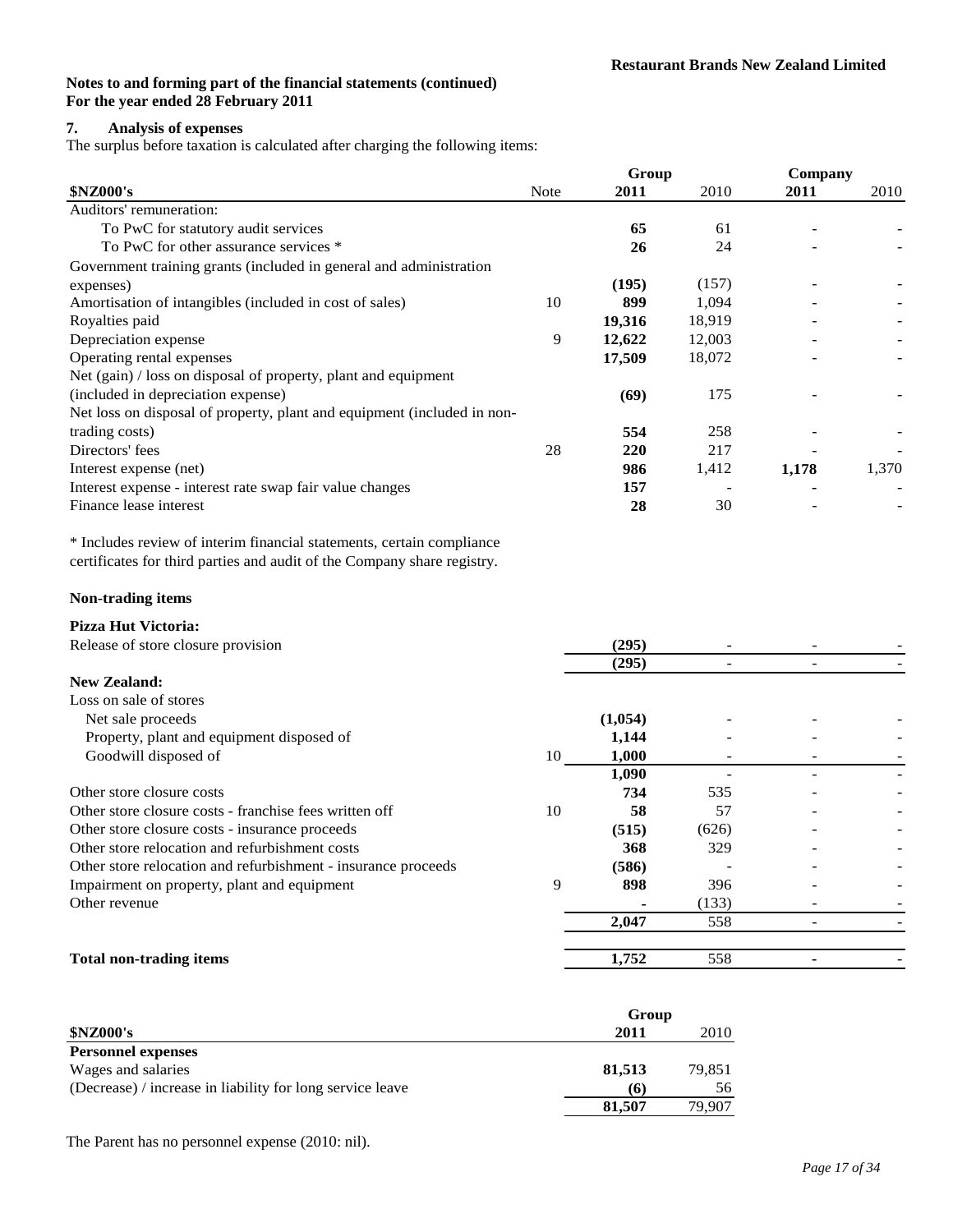**Notes to and forming part of the financial statements (continued)**
**For the year ended 28 February 2011**

## 7. Analysis of expenses

The surplus before taxation is calculated after charging the following items:

| | | Group | | Company | |
|---|---|---|---|---|---|
| **$NZ000's** | Note | **2011** | 2010 | **2011** | 2010 |
| Auditors' remuneration: | | | | | |
| To PwC for statutory audit services | | **65** | 61 | - | - |
| To PwC for other assurance services * | | **26** | 24 | - | - |
| Government training grants (included in general and administration expenses) | | **(195)** | (157) | - | - |
| Amortisation of intangibles (included in cost of sales) | 10 | **899** | 1,094 | - | - |
| Royalties paid | | **19,316** | 18,919 | - | - |
| Depreciation expense | 9 | **12,622** | 12,003 | - | - |
| Operating rental expenses | | **17,509** | 18,072 | - | - |
| Net (gain) / loss on disposal of property, plant and equipment (included in depreciation expense) | | **(69)** | 175 | - | - |
| Net loss on disposal of property, plant and equipment (included in non-trading costs) | | **554** | 258 | - | - |
| Directors' fees | 28 | **220** | 217 | - | - |
| Interest expense (net) | | **986** | 1,412 | **1,178** | 1,370 |
| Interest expense - interest rate swap fair value changes | | **157** | - | **-** | - |
| Finance lease interest | | **28** | 30 | - | - |

* Includes review of interim financial statements, certain compliance certificates for third parties and audit of the Company share registry.

**Non-trading items**

| | | Group | | Company | |
|---|---|---|---|---|---|
| **Pizza Hut Victoria:** | | | | | |
| Release of store closure provision | | **(295)** | - | - | - |
| | | **(295)** | - | - | - |
| **New Zealand:** | | | | | |
| Loss on sale of stores | | | | | |
| Net sale proceeds | | **(1,054)** | - | - | - |
| Property, plant and equipment disposed of | | **1,144** | - | - | - |
| Goodwill disposed of | 10 | **1,000** | - | - | - |
| | | **1,090** | - | - | - |
| Other store closure costs | | **734** | 535 | - | - |
| Other store closure costs - franchise fees written off | 10 | **58** | 57 | - | - |
| Other store closure costs - insurance proceeds | | **(515)** | (626) | - | - |
| Other store relocation and refurbishment costs | | **368** | 329 | - | - |
| Other store relocation and refurbishment - insurance proceeds | | **(586)** | - | - | - |
| Impairment on property, plant and equipment | 9 | **898** | 396 | - | - |
| Other revenue | | **-** | (133) | - | - |
| | | **2,047** | 558 | - | - |
| **Total non-trading items** | | **1,752** | 558 | **-** | - |

| | Group | |
|---|---|---|
| **$NZ000's** | **2011** | 2010 |
| **Personnel expenses** | | |
| Wages and salaries | **81,513** | 79,851 |
| (Decrease) / increase in liability for long service leave | **(6)** | 56 |
| | **81,507** | 79,907 |

The Parent has no personnel expense (2010: nil).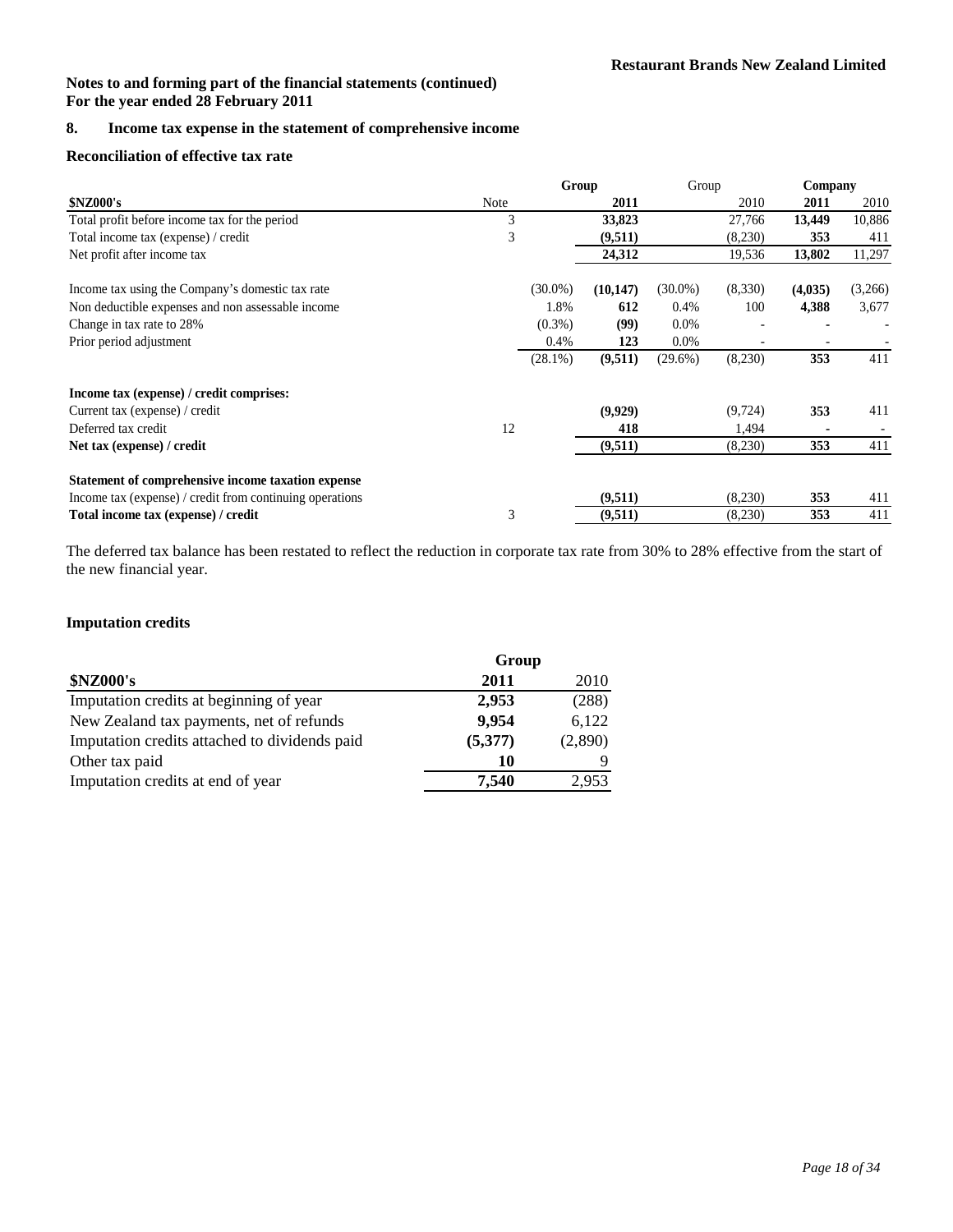**Restaurant Brands New Zealand Limited**

**Notes to and forming part of the financial statements (continued)**
**For the year ended 28 February 2011**

## 8. Income tax expense in the statement of comprehensive income

### Reconciliation of effective tax rate

| $NZ000's | Note | Group | | Group | | Company | |
|---|---|---|---|---|---|---|---|
| | | | **2011** | | 2010 | **2011** | 2010 |
| Total profit before income tax for the period | 3 | | **33,823** | | 27,766 | **13,449** | 10,886 |
| Total income tax (expense) / credit | 3 | | **(9,511)** | | (8,230) | **353** | 411 |
| Net profit after income tax | | | **24,312** | | 19,536 | **13,802** | 11,297 |
| | | | | | | | |
| Income tax using the Company's domestic tax rate | | (30.0%) | **(10,147)** | (30.0%) | (8,330) | **(4,035)** | (3,266) |
| Non deductible expenses and non assessable income | | 1.8% | **612** | 0.4% | 100 | **4,388** | 3,677 |
| Change in tax rate to 28% | | (0.3%) | **(99)** | 0.0% | - | **-** | - |
| Prior period adjustment | | 0.4% | **123** | 0.0% | - | - | - |
| | | (28.1%) | **(9,511)** | (29.6%) | (8,230) | **353** | 411 |
| | | | | | | | |
| **Income tax (expense) / credit comprises:** | | | | | | | |
| Current tax (expense) / credit | | | **(9,929)** | | (9,724) | **353** | 411 |
| Deferred tax credit | 12 | | **418** | | 1,494 | **-** | - |
| **Net tax (expense) / credit** | | | **(9,511)** | | (8,230) | **353** | 411 |
| | | | | | | | |
| **Statement of comprehensive income taxation expense** | | | | | | | |
| Income tax (expense) / credit from continuing operations | | | **(9,511)** | | (8,230) | **353** | 411 |
| **Total income tax (expense) / credit** | 3 | | **(9,511)** | | (8,230) | **353** | 411 |

The deferred tax balance has been restated to reflect the reduction in corporate tax rate from 30% to 28% effective from the start of the new financial year.

### Imputation credits

| $NZ000's | Group | |
|---|---|---|
| | **2011** | 2010 |
| Imputation credits at beginning of year | **2,953** | (288) |
| New Zealand tax payments, net of refunds | **9,954** | 6,122 |
| Imputation credits attached to dividends paid | **(5,377)** | (2,890) |
| Other tax paid | **10** | 9 |
| Imputation credits at end of year | **7,540** | 2,953 |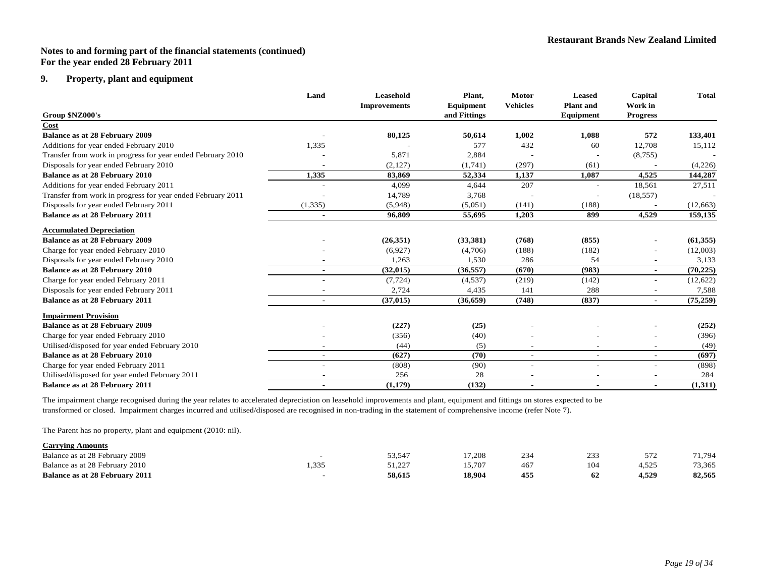**Notes to and forming part of the financial statements (continued)**
**For the year ended 28 February 2011**

## 9. Property, plant and equipment

| Group $NZ000's | Land | Leasehold Improvements | Plant, Equipment and Fittings | Motor Vehicles | Leased Plant and Equipment | Capital Work in Progress | Total |
|---|---|---|---|---|---|---|---|
| **Cost** | | | | | | | |
| **Balance as at 28 February 2009** | - | **80,125** | **50,614** | **1,002** | **1,088** | **572** | **133,401** |
| Additions for year ended February 2010 | 1,335 | - | 577 | 432 | 60 | 12,708 | 15,112 |
| Transfer from work in progress for year ended February 2010 | - | 5,871 | 2,884 | - | - | (8,755) | - |
| Disposals for year ended February 2010 | - | (2,127) | (1,741) | (297) | (61) | - | (4,226) |
| **Balance as at 28 February 2010** | **1,335** | **83,869** | **52,334** | **1,137** | **1,087** | **4,525** | **144,287** |
| Additions for year ended February 2011 | - | 4,099 | 4,644 | 207 | - | 18,561 | 27,511 |
| Transfer from work in progress for year ended February 2011 | - | 14,789 | 3,768 | - | - | (18,557) | - |
| Disposals for year ended February 2011 | (1,335) | (5,948) | (5,051) | (141) | (188) | - | (12,663) |
| **Balance as at 28 February 2011** | **-** | **96,809** | **55,695** | **1,203** | **899** | **4,529** | **159,135** |
| **Accumulated Depreciation** | | | | | | | |
| **Balance as at 28 February 2009** | - | **(26,351)** | **(33,381)** | **(768)** | **(855)** | - | **(61,355)** |
| Charge for year ended February 2010 | - | (6,927) | (4,706) | (188) | (182) | - | (12,003) |
| Disposals for year ended February 2010 | - | 1,263 | 1,530 | 286 | 54 | - | 3,133 |
| **Balance as at 28 February 2010** | **-** | **(32,015)** | **(36,557)** | **(670)** | **(983)** | **-** | **(70,225)** |
| Charge for year ended February 2011 | - | (7,724) | (4,537) | (219) | (142) | - | (12,622) |
| Disposals for year ended February 2011 | - | 2,724 | 4,435 | 141 | 288 | - | 7,588 |
| **Balance as at 28 February 2011** | **-** | **(37,015)** | **(36,659)** | **(748)** | **(837)** | **-** | **(75,259)** |
| **Impairment Provision** | | | | | | | |
| **Balance as at 28 February 2009** | - | **(227)** | **(25)** | - | - | - | **(252)** |
| Charge for year ended February 2010 | - | (356) | (40) | - | - | - | (396) |
| Utilised/disposed for year ended February 2010 | - | (44) | (5) | - | - | - | (49) |
| **Balance as at 28 February 2010** | **-** | **(627)** | **(70)** | **-** | **-** | **-** | **(697)** |
| Charge for year ended February 2011 | - | (808) | (90) | - | - | - | (898) |
| Utilised/disposed for year ended February 2011 | - | 256 | 28 | - | - | - | 284 |
| **Balance as at 28 February 2011** | **-** | **(1,179)** | **(132)** | **-** | **-** | **-** | **(1,311)** |

The impairment charge recognised during the year relates to accelerated depreciation on leasehold improvements and plant, equipment and fittings on stores expected to be transformed or closed. Impairment charges incurred and utilised/disposed are recognised in non-trading in the statement of comprehensive income (refer Note 7).

The Parent has no property, plant and equipment (2010: nil).

| Carrying Amounts | Land | Leasehold Improvements | Plant, Equipment and Fittings | Motor Vehicles | Leased Plant and Equipment | Capital Work in Progress | Total |
|---|---|---|---|---|---|---|---|
| Balance as at 28 February 2009 | - | 53,547 | 17,208 | 234 | 233 | 572 | 71,794 |
| Balance as at 28 February 2010 | 1,335 | 51,227 | 15,707 | 467 | 104 | 4,525 | 73,365 |
| **Balance as at 28 February 2011** | **-** | **58,615** | **18,904** | **455** | **62** | **4,529** | **82,565** |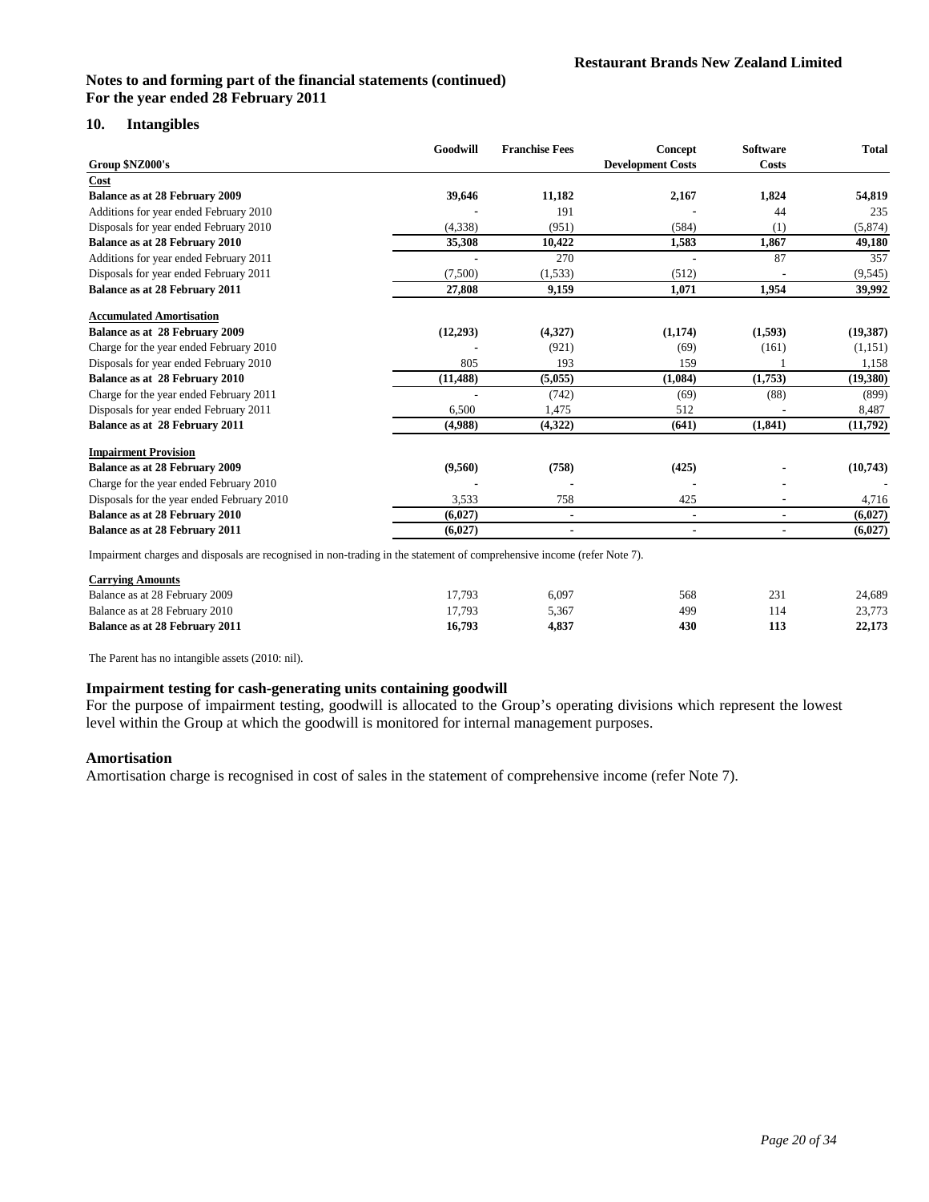Notes to and forming part of the financial statements (continued)
For the year ended 28 February 2011

## 10. Intangibles

| Group $NZ000's | Goodwill | Franchise Fees | Concept Development Costs | Software Costs | Total |
|---|---|---|---|---|---|
| **Cost** | | | | | |
| **Balance as at 28 February 2009** | **39,646** | **11,182** | **2,167** | **1,824** | **54,819** |
| Additions for year ended February 2010 | - | 191 | - | 44 | 235 |
| Disposals for year ended February 2010 | (4,338) | (951) | (584) | (1) | (5,874) |
| **Balance as at 28 February 2010** | **35,308** | **10,422** | **1,583** | **1,867** | **49,180** |
| Additions for year ended February 2011 | - | 270 | - | 87 | 357 |
| Disposals for year ended February 2011 | (7,500) | (1,533) | (512) | - | (9,545) |
| **Balance as at 28 February 2011** | **27,808** | **9,159** | **1,071** | **1,954** | **39,992** |
| **Accumulated Amortisation** | | | | | |
| **Balance as at 28 February 2009** | **(12,293)** | **(4,327)** | **(1,174)** | **(1,593)** | **(19,387)** |
| Charge for the year ended February 2010 | - | (921) | (69) | (161) | (1,151) |
| Disposals for year ended February 2010 | 805 | 193 | 159 | 1 | 1,158 |
| **Balance as at 28 February 2010** | **(11,488)** | **(5,055)** | **(1,084)** | **(1,753)** | **(19,380)** |
| Charge for the year ended February 2011 | - | (742) | (69) | (88) | (899) |
| Disposals for year ended February 2011 | 6,500 | 1,475 | 512 | - | 8,487 |
| **Balance as at 28 February 2011** | **(4,988)** | **(4,322)** | **(641)** | **(1,841)** | **(11,792)** |
| **Impairment Provision** | | | | | |
| **Balance as at 28 February 2009** | **(9,560)** | **(758)** | **(425)** | **-** | **(10,743)** |
| Charge for the year ended February 2010 | - | - | - | - | - |
| Disposals for the year ended February 2010 | 3,533 | 758 | 425 | - | 4,716 |
| **Balance as at 28 February 2010** | **(6,027)** | **-** | **-** | **-** | **(6,027)** |
| **Balance as at 28 February 2011** | **(6,027)** | **-** | **-** | **-** | **(6,027)** |

Impairment charges and disposals are recognised in non-trading in the statement of comprehensive income (refer Note 7).

| Carrying Amounts | Goodwill | Franchise Fees | Concept Development Costs | Software Costs | Total |
|---|---|---|---|---|---|
| Balance as at 28 February 2009 | 17,793 | 6,097 | 568 | 231 | 24,689 |
| Balance as at 28 February 2010 | 17,793 | 5,367 | 499 | 114 | 23,773 |
| **Balance as at 28 February 2011** | **16,793** | **4,837** | **430** | **113** | **22,173** |

The Parent has no intangible assets (2010: nil).

### Impairment testing for cash-generating units containing goodwill

For the purpose of impairment testing, goodwill is allocated to the Group's operating divisions which represent the lowest level within the Group at which the goodwill is monitored for internal management purposes.

### Amortisation

Amortisation charge is recognised in cost of sales in the statement of comprehensive income (refer Note 7).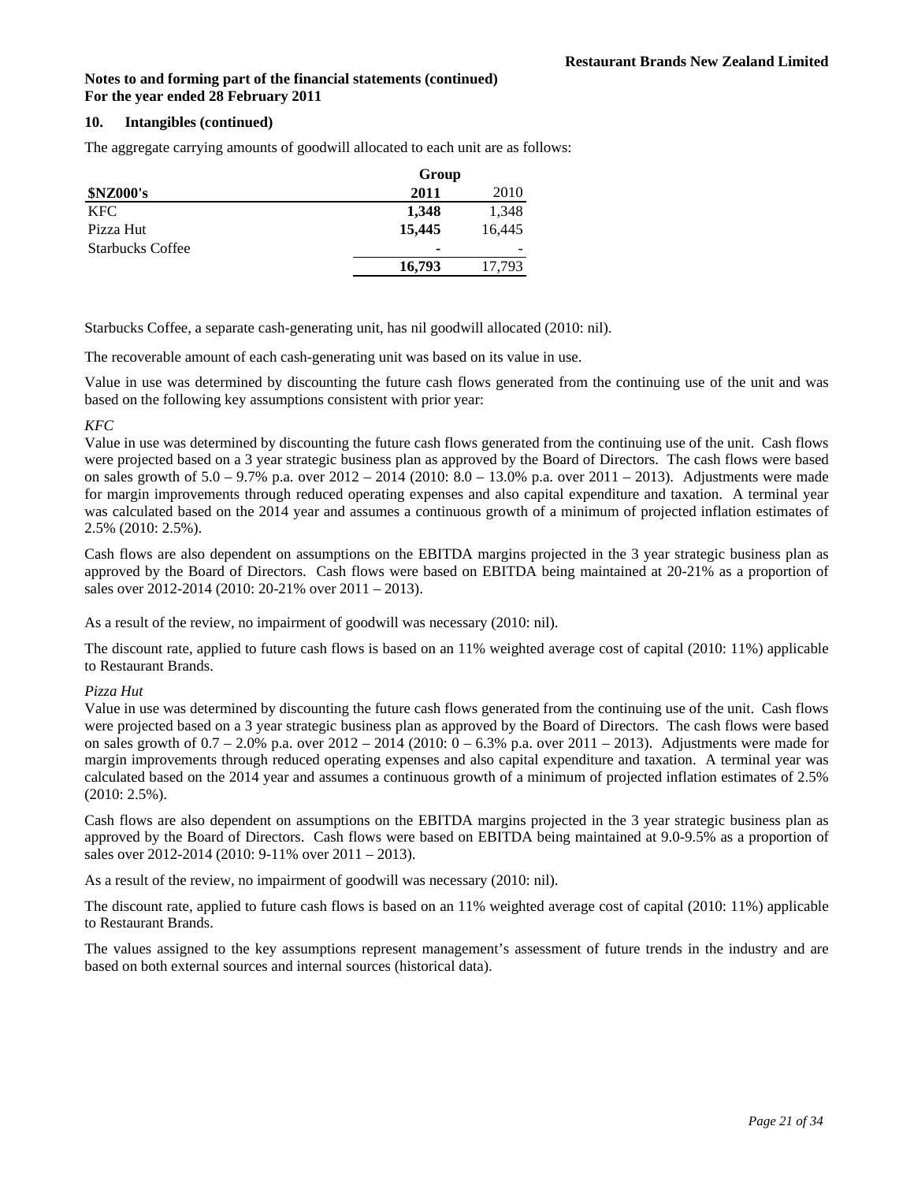**Notes to and forming part of the financial statements (continued)**
**For the year ended 28 February 2011**

## 10. Intangibles (continued)

The aggregate carrying amounts of goodwill allocated to each unit are as follows:

| | Group | |
|---|---|---|
| **$NZ000's** | **2011** | 2010 |
| KFC | **1,348** | 1,348 |
| Pizza Hut | **15,445** | 16,445 |
| Starbucks Coffee | **-** | - |
| | **16,793** | 17,793 |

Starbucks Coffee, a separate cash-generating unit, has nil goodwill allocated (2010: nil).

The recoverable amount of each cash-generating unit was based on its value in use.

Value in use was determined by discounting the future cash flows generated from the continuing use of the unit and was based on the following key assumptions consistent with prior year:

*KFC*

Value in use was determined by discounting the future cash flows generated from the continuing use of the unit. Cash flows were projected based on a 3 year strategic business plan as approved by the Board of Directors. The cash flows were based on sales growth of 5.0 – 9.7% p.a. over 2012 – 2014 (2010: 8.0 – 13.0% p.a. over 2011 – 2013). Adjustments were made for margin improvements through reduced operating expenses and also capital expenditure and taxation. A terminal year was calculated based on the 2014 year and assumes a continuous growth of a minimum of projected inflation estimates of 2.5% (2010: 2.5%).

Cash flows are also dependent on assumptions on the EBITDA margins projected in the 3 year strategic business plan as approved by the Board of Directors. Cash flows were based on EBITDA being maintained at 20-21% as a proportion of sales over 2012-2014 (2010: 20-21% over 2011 – 2013).

As a result of the review, no impairment of goodwill was necessary (2010: nil).

The discount rate, applied to future cash flows is based on an 11% weighted average cost of capital (2010: 11%) applicable to Restaurant Brands.

*Pizza Hut*

Value in use was determined by discounting the future cash flows generated from the continuing use of the unit. Cash flows were projected based on a 3 year strategic business plan as approved by the Board of Directors. The cash flows were based on sales growth of 0.7 – 2.0% p.a. over 2012 – 2014 (2010: 0 – 6.3% p.a. over 2011 – 2013). Adjustments were made for margin improvements through reduced operating expenses and also capital expenditure and taxation. A terminal year was calculated based on the 2014 year and assumes a continuous growth of a minimum of projected inflation estimates of 2.5% (2010: 2.5%).

Cash flows are also dependent on assumptions on the EBITDA margins projected in the 3 year strategic business plan as approved by the Board of Directors. Cash flows were based on EBITDA being maintained at 9.0-9.5% as a proportion of sales over 2012-2014 (2010: 9-11% over 2011 – 2013).

As a result of the review, no impairment of goodwill was necessary (2010: nil).

The discount rate, applied to future cash flows is based on an 11% weighted average cost of capital (2010: 11%) applicable to Restaurant Brands.

The values assigned to the key assumptions represent management's assessment of future trends in the industry and are based on both external sources and internal sources (historical data).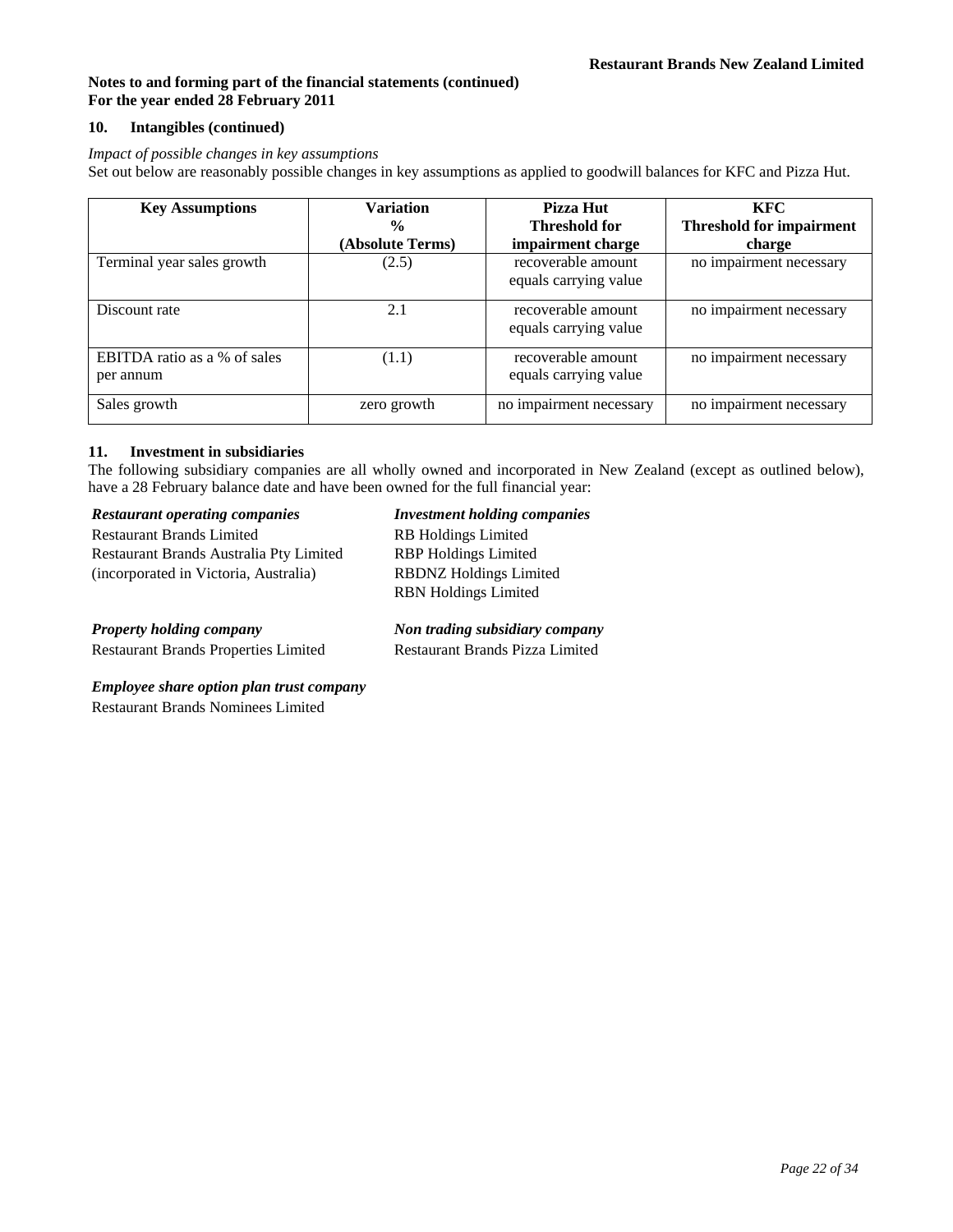**Notes to and forming part of the financial statements (continued)**
**For the year ended 28 February 2011**

## 10. Intangibles (continued)

*Impact of possible changes in key assumptions*

Set out below are reasonably possible changes in key assumptions as applied to goodwill balances for KFC and Pizza Hut.

| Key Assumptions | Variation % (Absolute Terms) | Pizza Hut Threshold for impairment charge | KFC Threshold for impairment charge |
|---|---|---|---|
| Terminal year sales growth | (2.5) | recoverable amount equals carrying value | no impairment necessary |
| Discount rate | 2.1 | recoverable amount equals carrying value | no impairment necessary |
| EBITDA ratio as a % of sales per annum | (1.1) | recoverable amount equals carrying value | no impairment necessary |
| Sales growth | zero growth | no impairment necessary | no impairment necessary |

## 11. Investment in subsidiaries

The following subsidiary companies are all wholly owned and incorporated in New Zealand (except as outlined below), have a 28 February balance date and have been owned for the full financial year:

***Restaurant operating companies***

Restaurant Brands Limited
Restaurant Brands Australia Pty Limited
(incorporated in Victoria, Australia)

***Investment holding companies***

RB Holdings Limited
RBP Holdings Limited
RBDNZ Holdings Limited
RBN Holdings Limited

***Property holding company***

Restaurant Brands Properties Limited

***Non trading subsidiary company***

Restaurant Brands Pizza Limited

***Employee share option plan trust company***

Restaurant Brands Nominees Limited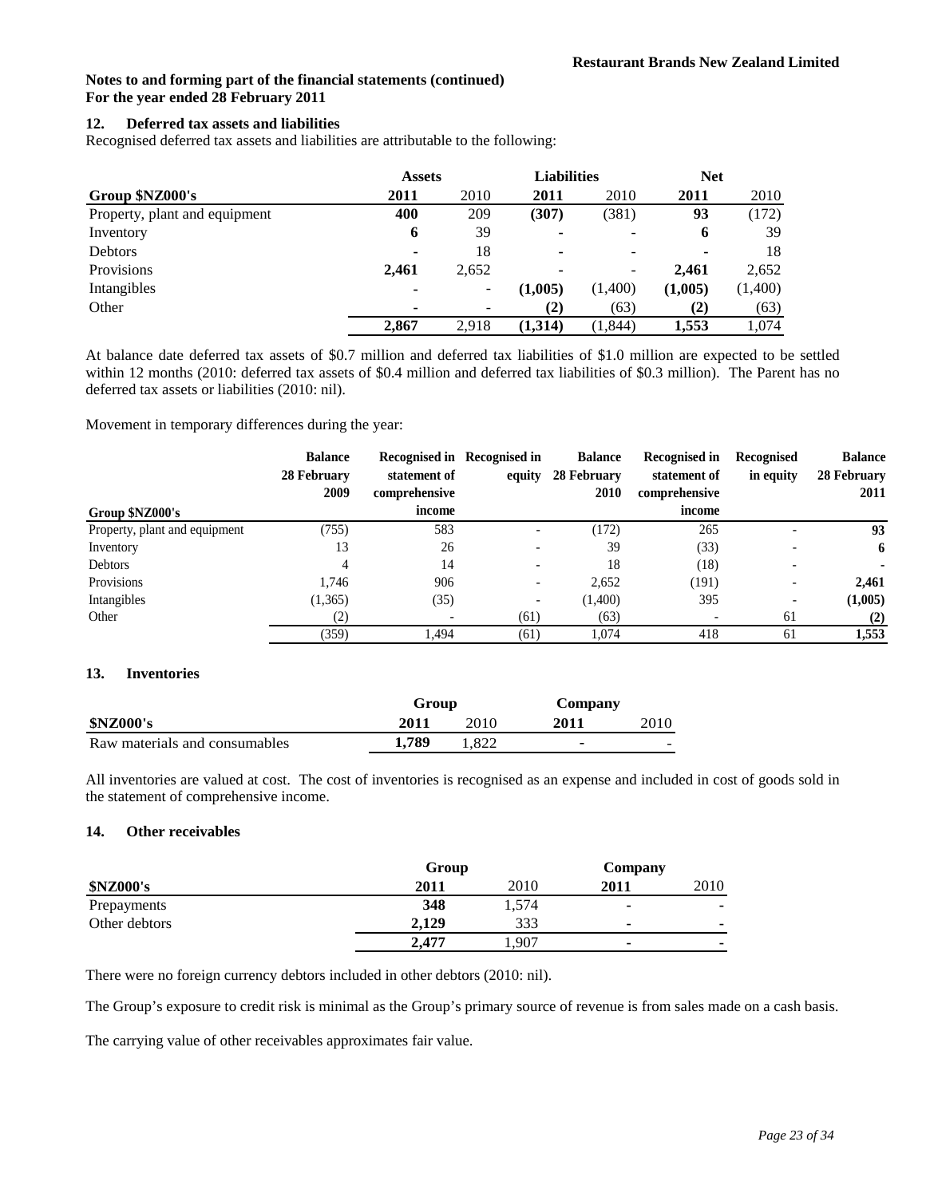**Notes to and forming part of the financial statements (continued)**
**For the year ended 28 February 2011**

### 12. Deferred tax assets and liabilities

Recognised deferred tax assets and liabilities are attributable to the following:

| | Assets | | Liabilities | | Net | |
|---|---|---|---|---|---|---|
| **Group $NZ000's** | **2011** | 2010 | **2011** | 2010 | **2011** | 2010 |
| Property, plant and equipment | **400** | 209 | **(307)** | (381) | **93** | (172) |
| Inventory | **6** | 39 | **-** | - | **6** | 39 |
| Debtors | **-** | 18 | **-** | - | **-** | 18 |
| Provisions | **2,461** | 2,652 | **-** | - | **2,461** | 2,652 |
| Intangibles | **-** | - | **(1,005)** | (1,400) | **(1,005)** | (1,400) |
| Other | **-** | - | **(2)** | (63) | **(2)** | (63) |
| | **2,867** | 2,918 | **(1,314)** | (1,844) | **1,553** | 1,074 |

At balance date deferred tax assets of $0.7 million and deferred tax liabilities of $1.0 million are expected to be settled within 12 months (2010: deferred tax assets of $0.4 million and deferred tax liabilities of $0.3 million). The Parent has no deferred tax assets or liabilities (2010: nil).

Movement in temporary differences during the year:

| Group $NZ000's | Balance 28 February 2009 | Recognised in statement of comprehensive income | Recognised in equity | Balance 28 February 2010 | Recognised in statement of comprehensive income | Recognised in equity | Balance 28 February 2011 |
|---|---|---|---|---|---|---|---|
| Property, plant and equipment | (755) | 583 | - | (172) | 265 | - | **93** |
| Inventory | 13 | 26 | - | 39 | (33) | - | **6** |
| Debtors | 4 | 14 | - | 18 | (18) | - | **-** |
| Provisions | 1,746 | 906 | - | 2,652 | (191) | - | **2,461** |
| Intangibles | (1,365) | (35) | - | (1,400) | 395 | - | **(1,005)** |
| Other | (2) | - | (61) | (63) | - | 61 | **(2)** |
| | (359) | 1,494 | (61) | 1,074 | 418 | 61 | **1,553** |

### 13. Inventories

| | Group | | Company | |
|---|---|---|---|---|
| **$NZ000's** | **2011** | 2010 | **2011** | 2010 |
| Raw materials and consumables | **1,789** | 1,822 | **-** | - |

All inventories are valued at cost. The cost of inventories is recognised as an expense and included in cost of goods sold in the statement of comprehensive income.

### 14. Other receivables

| | Group | | Company | |
|---|---|---|---|---|
| **$NZ000's** | **2011** | 2010 | **2011** | 2010 |
| Prepayments | **348** | 1,574 | **-** | - |
| Other debtors | **2,129** | 333 | **-** | - |
| | **2,477** | 1,907 | **-** | - |

There were no foreign currency debtors included in other debtors (2010: nil).

The Group's exposure to credit risk is minimal as the Group's primary source of revenue is from sales made on a cash basis.

The carrying value of other receivables approximates fair value.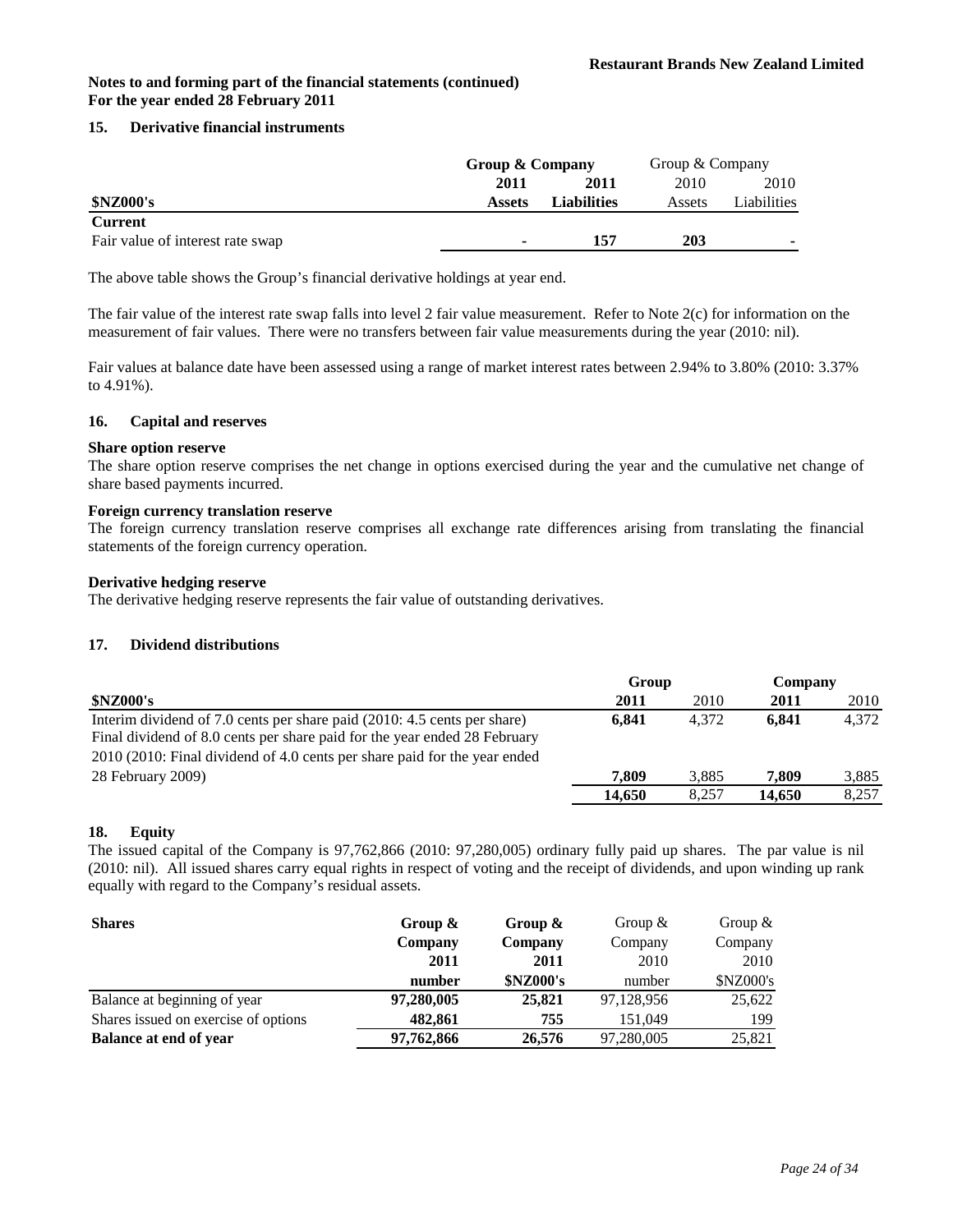**Notes to and forming part of the financial statements (continued)**
**For the year ended 28 February 2011**

## 15. Derivative financial instruments

| | Group & Company | | Group & Company | |
|---|---|---|---|---|
| | **2011** | **2011** | 2010 | 2010 |
| **$NZ000's** | **Assets** | **Liabilities** | Assets | Liabilities |
| **Current** | | | | |
| Fair value of interest rate swap | **-** | **157** | **203** | - |

The above table shows the Group's financial derivative holdings at year end.

The fair value of the interest rate swap falls into level 2 fair value measurement. Refer to Note 2(c) for information on the measurement of fair values. There were no transfers between fair value measurements during the year (2010: nil).

Fair values at balance date have been assessed using a range of market interest rates between 2.94% to 3.80% (2010: 3.37% to 4.91%).

## 16. Capital and reserves

**Share option reserve**
The share option reserve comprises the net change in options exercised during the year and the cumulative net change of share based payments incurred.

**Foreign currency translation reserve**
The foreign currency translation reserve comprises all exchange rate differences arising from translating the financial statements of the foreign currency operation.

**Derivative hedging reserve**
The derivative hedging reserve represents the fair value of outstanding derivatives.

## 17. Dividend distributions

| | Group | | Company | |
|---|---|---|---|---|
| **$NZ000's** | **2011** | 2010 | **2011** | 2010 |
| Interim dividend of 7.0 cents per share paid (2010: 4.5 cents per share) | **6,841** | 4,372 | **6,841** | 4,372 |
| Final dividend of 8.0 cents per share paid for the year ended 28 February 2010 (2010: Final dividend of 4.0 cents per share paid for the year ended 28 February 2009) | **7,809** | 3,885 | **7,809** | 3,885 |
| | **14,650** | 8,257 | **14,650** | 8,257 |

## 18. Equity

The issued capital of the Company is 97,762,866 (2010: 97,280,005) ordinary fully paid up shares. The par value is nil (2010: nil). All issued shares carry equal rights in respect of voting and the receipt of dividends, and upon winding up rank equally with regard to the Company's residual assets.

| **Shares** | **Group & Company 2011 number** | **Group & Company 2011 $NZ000's** | Group & Company 2010 number | Group & Company 2010 $NZ000's |
|---|---|---|---|---|
| Balance at beginning of year | **97,280,005** | **25,821** | 97,128,956 | 25,622 |
| Shares issued on exercise of options | **482,861** | **755** | 151,049 | 199 |
| **Balance at end of year** | **97,762,866** | **26,576** | 97,280,005 | 25,821 |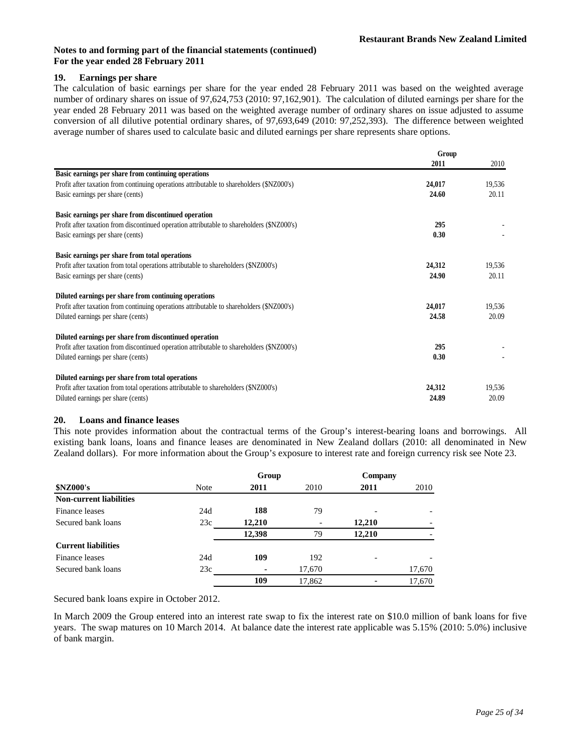**Notes to and forming part of the financial statements (continued)**
**For the year ended 28 February 2011**

### 19. Earnings per share

The calculation of basic earnings per share for the year ended 28 February 2011 was based on the weighted average number of ordinary shares on issue of 97,624,753 (2010: 97,162,901). The calculation of diluted earnings per share for the year ended 28 February 2011 was based on the weighted average number of ordinary shares on issue adjusted to assume conversion of all dilutive potential ordinary shares, of 97,693,649 (2010: 97,252,393). The difference between weighted average number of shares used to calculate basic and diluted earnings per share represents share options.

| | Group | |
|---|---|---|
| | **2011** | 2010 |
| **Basic earnings per share from continuing operations** | | |
| Profit after taxation from continuing operations attributable to shareholders ($NZ000's) | **24,017** | 19,536 |
| Basic earnings per share (cents) | **24.60** | 20.11 |
| **Basic earnings per share from discontinued operation** | | |
| Profit after taxation from discontinued operation attributable to shareholders ($NZ000's) | **295** | - |
| Basic earnings per share (cents) | **0.30** | - |
| **Basic earnings per share from total operations** | | |
| Profit after taxation from total operations attributable to shareholders ($NZ000's) | **24,312** | 19,536 |
| Basic earnings per share (cents) | **24.90** | 20.11 |
| **Diluted earnings per share from continuing operations** | | |
| Profit after taxation from continuing operations attributable to shareholders ($NZ000's) | **24,017** | 19,536 |
| Diluted earnings per share (cents) | **24.58** | 20.09 |
| **Diluted earnings per share from discontinued operation** | | |
| Profit after taxation from discontinued operation attributable to shareholders ($NZ000's) | **295** | - |
| Diluted earnings per share (cents) | **0.30** | - |
| **Diluted earnings per share from total operations** | | |
| Profit after taxation from total operations attributable to shareholders ($NZ000's) | **24,312** | 19,536 |
| Diluted earnings per share (cents) | **24.89** | 20.09 |

### 20. Loans and finance leases

This note provides information about the contractual terms of the Group's interest-bearing loans and borrowings. All existing bank loans, loans and finance leases are denominated in New Zealand dollars (2010: all denominated in New Zealand dollars). For more information about the Group's exposure to interest rate and foreign currency risk see Note 23.

| | | Group | | Company | |
|---|---|---|---|---|---|
| **$NZ000's** | Note | **2011** | 2010 | **2011** | 2010 |
| **Non-current liabilities** | | | | | |
| Finance leases | 24d | **188** | 79 | - | - |
| Secured bank loans | 23c | **12,210** | - | **12,210** | - |
| | | **12,398** | 79 | **12,210** | - |
| **Current liabilities** | | | | | |
| Finance leases | 24d | **109** | 192 | - | - |
| Secured bank loans | 23c | **-** | 17,670 | | 17,670 |
| | | **109** | 17,862 | - | 17,670 |

Secured bank loans expire in October 2012.

In March 2009 the Group entered into an interest rate swap to fix the interest rate on $10.0 million of bank loans for five years. The swap matures on 10 March 2014. At balance date the interest rate applicable was 5.15% (2010: 5.0%) inclusive of bank margin.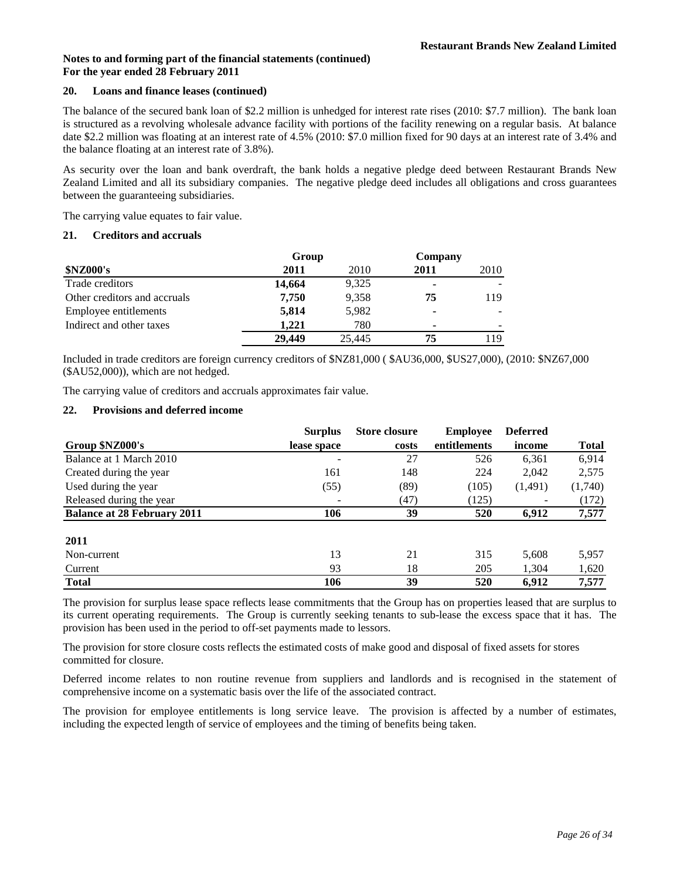**Notes to and forming part of the financial statements (continued)**
**For the year ended 28 February 2011**

### 20. Loans and finance leases (continued)

The balance of the secured bank loan of $2.2 million is unhedged for interest rate rises (2010: $7.7 million). The bank loan is structured as a revolving wholesale advance facility with portions of the facility renewing on a regular basis. At balance date $2.2 million was floating at an interest rate of 4.5% (2010: $7.0 million fixed for 90 days at an interest rate of 3.4% and the balance floating at an interest rate of 3.8%).

As security over the loan and bank overdraft, the bank holds a negative pledge deed between Restaurant Brands New Zealand Limited and all its subsidiary companies. The negative pledge deed includes all obligations and cross guarantees between the guaranteeing subsidiaries.

The carrying value equates to fair value.

### 21. Creditors and accruals

| | Group | | Company | |
|---|---|---|---|---|
| **$NZ000's** | **2011** | 2010 | **2011** | 2010 |
| Trade creditors | **14,664** | 9,325 | **-** | - |
| Other creditors and accruals | **7,750** | 9,358 | **75** | 119 |
| Employee entitlements | **5,814** | 5,982 | **-** | - |
| Indirect and other taxes | **1,221** | 780 | **-** | - |
| | **29,449** | 25,445 | **75** | 119 |

Included in trade creditors are foreign currency creditors of $NZ81,000 ( $AU36,000, $US27,000), (2010: $NZ67,000 ($AU52,000)), which are not hedged.

The carrying value of creditors and accruals approximates fair value.

### 22. Provisions and deferred income

| Group $NZ000's | Surplus lease space | Store closure costs | Employee entitlements | Deferred income | Total |
|---|---|---|---|---|---|
| Balance at 1 March 2010 | - | 27 | 526 | 6,361 | 6,914 |
| Created during the year | 161 | 148 | 224 | 2,042 | 2,575 |
| Used during the year | (55) | (89) | (105) | (1,491) | (1,740) |
| Released during the year | - | (47) | (125) | - | (172) |
| **Balance at 28 February 2011** | **106** | **39** | **520** | **6,912** | **7,577** |
| | | | | | |
| **2011** | | | | | |
| Non-current | 13 | 21 | 315 | 5,608 | 5,957 |
| Current | 93 | 18 | 205 | 1,304 | 1,620 |
| **Total** | **106** | **39** | **520** | **6,912** | **7,577** |

The provision for surplus lease space reflects lease commitments that the Group has on properties leased that are surplus to its current operating requirements. The Group is currently seeking tenants to sub-lease the excess space that it has. The provision has been used in the period to off-set payments made to lessors.

The provision for store closure costs reflects the estimated costs of make good and disposal of fixed assets for stores committed for closure.

Deferred income relates to non routine revenue from suppliers and landlords and is recognised in the statement of comprehensive income on a systematic basis over the life of the associated contract.

The provision for employee entitlements is long service leave. The provision is affected by a number of estimates, including the expected length of service of employees and the timing of benefits being taken.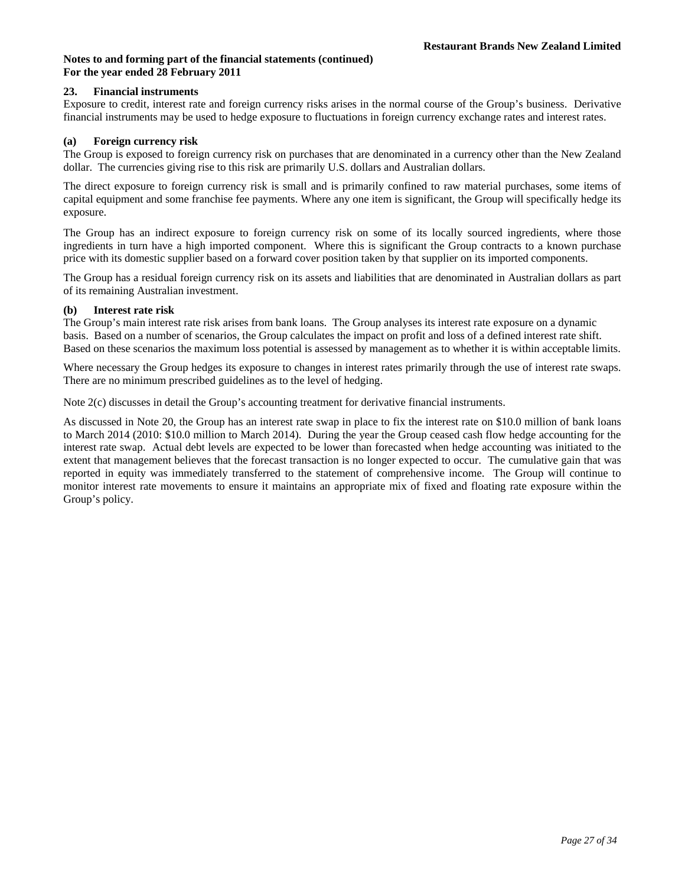**Notes to and forming part of the financial statements (continued)**
**For the year ended 28 February 2011**

## 23. Financial instruments

Exposure to credit, interest rate and foreign currency risks arises in the normal course of the Group's business. Derivative financial instruments may be used to hedge exposure to fluctuations in foreign currency exchange rates and interest rates.

### (a) Foreign currency risk

The Group is exposed to foreign currency risk on purchases that are denominated in a currency other than the New Zealand dollar. The currencies giving rise to this risk are primarily U.S. dollars and Australian dollars.

The direct exposure to foreign currency risk is small and is primarily confined to raw material purchases, some items of capital equipment and some franchise fee payments. Where any one item is significant, the Group will specifically hedge its exposure.

The Group has an indirect exposure to foreign currency risk on some of its locally sourced ingredients, where those ingredients in turn have a high imported component. Where this is significant the Group contracts to a known purchase price with its domestic supplier based on a forward cover position taken by that supplier on its imported components.

The Group has a residual foreign currency risk on its assets and liabilities that are denominated in Australian dollars as part of its remaining Australian investment.

### (b) Interest rate risk

The Group's main interest rate risk arises from bank loans. The Group analyses its interest rate exposure on a dynamic basis. Based on a number of scenarios, the Group calculates the impact on profit and loss of a defined interest rate shift. Based on these scenarios the maximum loss potential is assessed by management as to whether it is within acceptable limits.

Where necessary the Group hedges its exposure to changes in interest rates primarily through the use of interest rate swaps. There are no minimum prescribed guidelines as to the level of hedging.

Note 2(c) discusses in detail the Group's accounting treatment for derivative financial instruments.

As discussed in Note 20, the Group has an interest rate swap in place to fix the interest rate on $10.0 million of bank loans to March 2014 (2010: $10.0 million to March 2014). During the year the Group ceased cash flow hedge accounting for the interest rate swap. Actual debt levels are expected to be lower than forecasted when hedge accounting was initiated to the extent that management believes that the forecast transaction is no longer expected to occur. The cumulative gain that was reported in equity was immediately transferred to the statement of comprehensive income. The Group will continue to monitor interest rate movements to ensure it maintains an appropriate mix of fixed and floating rate exposure within the Group's policy.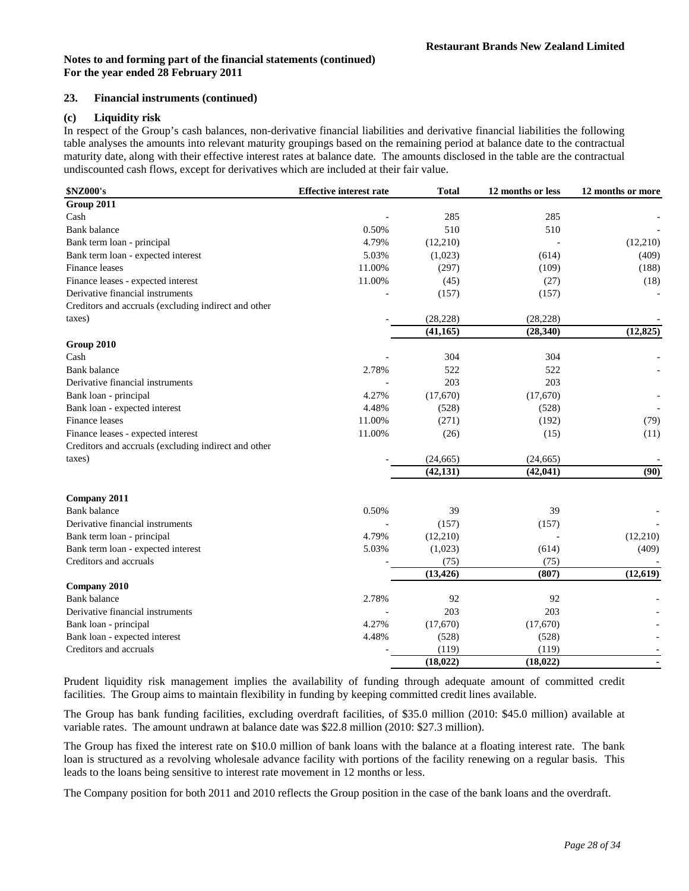**Notes to and forming part of the financial statements (continued)**
**For the year ended 28 February 2011**

## 23. Financial instruments (continued)

### (c) Liquidity risk

In respect of the Group's cash balances, non-derivative financial liabilities and derivative financial liabilities the following table analyses the amounts into relevant maturity groupings based on the remaining period at balance date to the contractual maturity date, along with their effective interest rates at balance date. The amounts disclosed in the table are the contractual undiscounted cash flows, except for derivatives which are included at their fair value.

| $NZ000's | Effective interest rate | Total | 12 months or less | 12 months or more |
|---|---|---|---|---|
| **Group 2011** | | | | |
| Cash | - | 285 | 285 | - |
| Bank balance | 0.50% | 510 | 510 | - |
| Bank term loan - principal | 4.79% | (12,210) | - | (12,210) |
| Bank term loan - expected interest | 5.03% | (1,023) | (614) | (409) |
| Finance leases | 11.00% | (297) | (109) | (188) |
| Finance leases - expected interest | 11.00% | (45) | (27) | (18) |
| Derivative financial instruments | - | (157) | (157) | - |
| Creditors and accruals (excluding indirect and other taxes) | - | (28,228) | (28,228) | - |
| | | **(41,165)** | **(28,340)** | **(12,825)** |
| **Group 2010** | | | | |
| Cash | - | 304 | 304 | - |
| Bank balance | 2.78% | 522 | 522 | - |
| Derivative financial instruments | - | 203 | 203 | |
| Bank loan - principal | 4.27% | (17,670) | (17,670) | - |
| Bank loan - expected interest | 4.48% | (528) | (528) | - |
| Finance leases | 11.00% | (271) | (192) | (79) |
| Finance leases - expected interest | 11.00% | (26) | (15) | (11) |
| Creditors and accruals (excluding indirect and other taxes) | - | (24,665) | (24,665) | - |
| | | **(42,131)** | **(42,041)** | **(90)** |
| **Company 2011** | | | | |
| Bank balance | 0.50% | 39 | 39 | - |
| Derivative financial instruments | - | (157) | (157) | - |
| Bank term loan - principal | 4.79% | (12,210) | - | (12,210) |
| Bank term loan - expected interest | 5.03% | (1,023) | (614) | (409) |
| Creditors and accruals | - | (75) | (75) | - |
| | | **(13,426)** | **(807)** | **(12,619)** |
| **Company 2010** | | | | |
| Bank balance | 2.78% | 92 | 92 | - |
| Derivative financial instruments | - | 203 | 203 | - |
| Bank loan - principal | 4.27% | (17,670) | (17,670) | - |
| Bank loan - expected interest | 4.48% | (528) | (528) | - |
| Creditors and accruals | - | (119) | (119) | - |
| | | **(18,022)** | **(18,022)** | **-** |

Prudent liquidity risk management implies the availability of funding through adequate amount of committed credit facilities. The Group aims to maintain flexibility in funding by keeping committed credit lines available.

The Group has bank funding facilities, excluding overdraft facilities, of $35.0 million (2010: $45.0 million) available at variable rates. The amount undrawn at balance date was $22.8 million (2010: $27.3 million).

The Group has fixed the interest rate on $10.0 million of bank loans with the balance at a floating interest rate. The bank loan is structured as a revolving wholesale advance facility with portions of the facility renewing on a regular basis. This leads to the loans being sensitive to interest rate movement in 12 months or less.

The Company position for both 2011 and 2010 reflects the Group position in the case of the bank loans and the overdraft.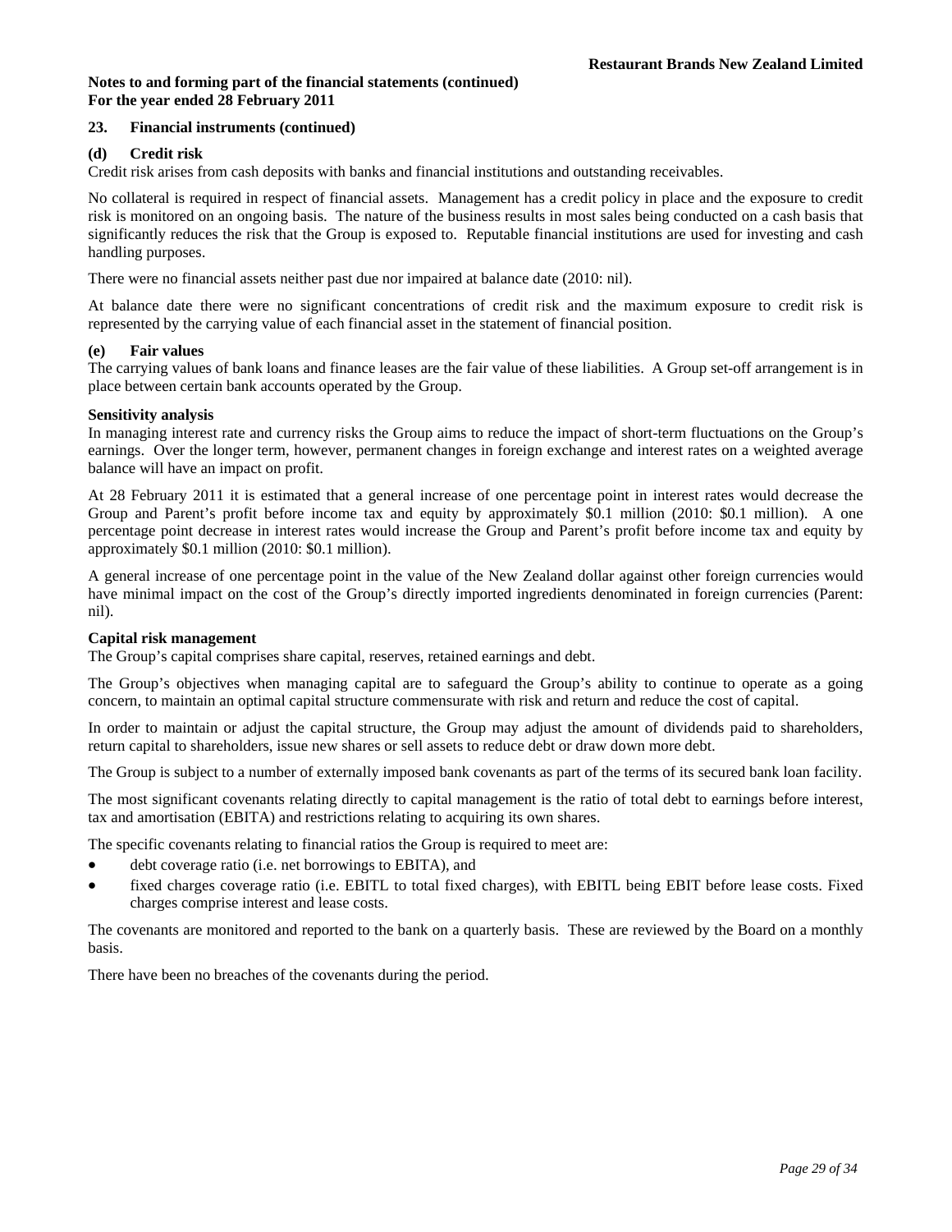**Notes to and forming part of the financial statements (continued)**
**For the year ended 28 February 2011**

## 23. Financial instruments (continued)

### (d) Credit risk

Credit risk arises from cash deposits with banks and financial institutions and outstanding receivables.

No collateral is required in respect of financial assets. Management has a credit policy in place and the exposure to credit risk is monitored on an ongoing basis. The nature of the business results in most sales being conducted on a cash basis that significantly reduces the risk that the Group is exposed to. Reputable financial institutions are used for investing and cash handling purposes.

There were no financial assets neither past due nor impaired at balance date (2010: nil).

At balance date there were no significant concentrations of credit risk and the maximum exposure to credit risk is represented by the carrying value of each financial asset in the statement of financial position.

### (e) Fair values

The carrying values of bank loans and finance leases are the fair value of these liabilities. A Group set-off arrangement is in place between certain bank accounts operated by the Group.

**Sensitivity analysis**

In managing interest rate and currency risks the Group aims to reduce the impact of short-term fluctuations on the Group's earnings. Over the longer term, however, permanent changes in foreign exchange and interest rates on a weighted average balance will have an impact on profit.

At 28 February 2011 it is estimated that a general increase of one percentage point in interest rates would decrease the Group and Parent's profit before income tax and equity by approximately $0.1 million (2010: $0.1 million). A one percentage point decrease in interest rates would increase the Group and Parent's profit before income tax and equity by approximately $0.1 million (2010: $0.1 million).

A general increase of one percentage point in the value of the New Zealand dollar against other foreign currencies would have minimal impact on the cost of the Group's directly imported ingredients denominated in foreign currencies (Parent: nil).

**Capital risk management**

The Group's capital comprises share capital, reserves, retained earnings and debt.

The Group's objectives when managing capital are to safeguard the Group's ability to continue to operate as a going concern, to maintain an optimal capital structure commensurate with risk and return and reduce the cost of capital.

In order to maintain or adjust the capital structure, the Group may adjust the amount of dividends paid to shareholders, return capital to shareholders, issue new shares or sell assets to reduce debt or draw down more debt.

The Group is subject to a number of externally imposed bank covenants as part of the terms of its secured bank loan facility.

The most significant covenants relating directly to capital management is the ratio of total debt to earnings before interest, tax and amortisation (EBITA) and restrictions relating to acquiring its own shares.

The specific covenants relating to financial ratios the Group is required to meet are:

- debt coverage ratio (i.e. net borrowings to EBITA), and
- fixed charges coverage ratio (i.e. EBITL to total fixed charges), with EBITL being EBIT before lease costs. Fixed charges comprise interest and lease costs.

The covenants are monitored and reported to the bank on a quarterly basis. These are reviewed by the Board on a monthly basis.

There have been no breaches of the covenants during the period.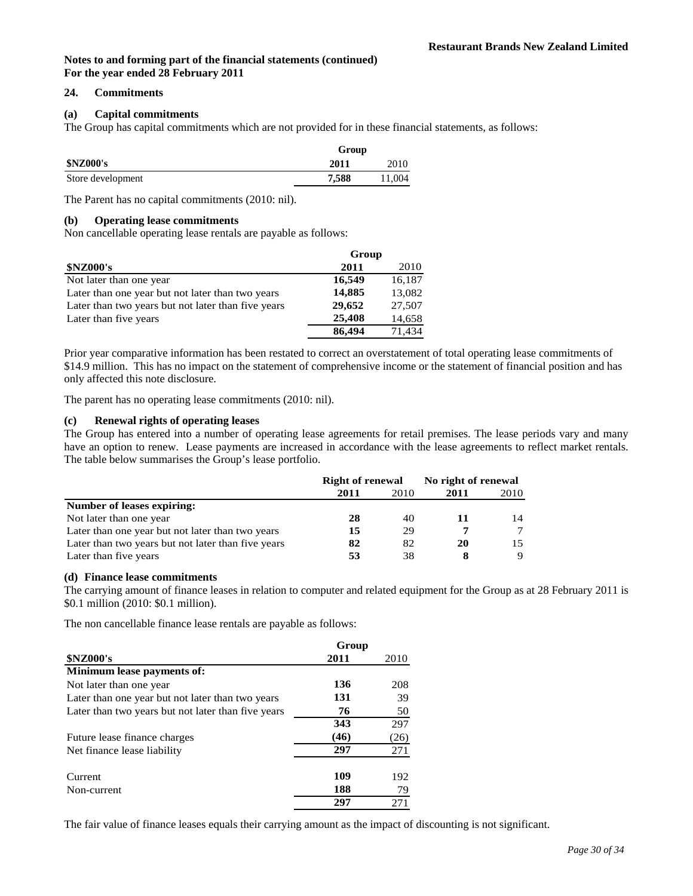**Notes to and forming part of the financial statements (continued)**
**For the year ended 28 February 2011**

## 24. Commitments

### (a) Capital commitments

The Group has capital commitments which are not provided for in these financial statements, as follows:

| | Group | |
|---|---|---|
| **$NZ000's** | **2011** | 2010 |
| Store development | **7,588** | 11,004 |

The Parent has no capital commitments (2010: nil).

### (b) Operating lease commitments

Non cancellable operating lease rentals are payable as follows:

| | Group | |
|---|---|---|
| **$NZ000's** | **2011** | 2010 |
| Not later than one year | **16,549** | 16,187 |
| Later than one year but not later than two years | **14,885** | 13,082 |
| Later than two years but not later than five years | **29,652** | 27,507 |
| Later than five years | **25,408** | 14,658 |
| | **86,494** | 71,434 |

Prior year comparative information has been restated to correct an overstatement of total operating lease commitments of $14.9 million. This has no impact on the statement of comprehensive income or the statement of financial position and has only affected this note disclosure.

The parent has no operating lease commitments (2010: nil).

### (c) Renewal rights of operating leases

The Group has entered into a number of operating lease agreements for retail premises. The lease periods vary and many have an option to renew. Lease payments are increased in accordance with the lease agreements to reflect market rentals. The table below summarises the Group's lease portfolio.

| | Right of renewal | | No right of renewal | |
|---|---|---|---|---|
| | **2011** | 2010 | **2011** | 2010 |
| **Number of leases expiring:** | | | | |
| Not later than one year | **28** | 40 | **11** | 14 |
| Later than one year but not later than two years | **15** | 29 | **7** | 7 |
| Later than two years but not later than five years | **82** | 82 | **20** | 15 |
| Later than five years | **53** | 38 | **8** | 9 |

### (d) Finance lease commitments

The carrying amount of finance leases in relation to computer and related equipment for the Group as at 28 February 2011 is $0.1 million (2010: $0.1 million).

The non cancellable finance lease rentals are payable as follows:

| | Group | |
|---|---|---|
| **$NZ000's** | **2011** | 2010 |
| **Minimum lease payments of:** | | |
| Not later than one year | **136** | 208 |
| Later than one year but not later than two years | **131** | 39 |
| Later than two years but not later than five years | **76** | 50 |
| | **343** | 297 |
| Future lease finance charges | **(46)** | (26) |
| Net finance lease liability | **297** | 271 |
| | | |
| Current | **109** | 192 |
| Non-current | **188** | 79 |
| | **297** | 271 |

The fair value of finance leases equals their carrying amount as the impact of discounting is not significant.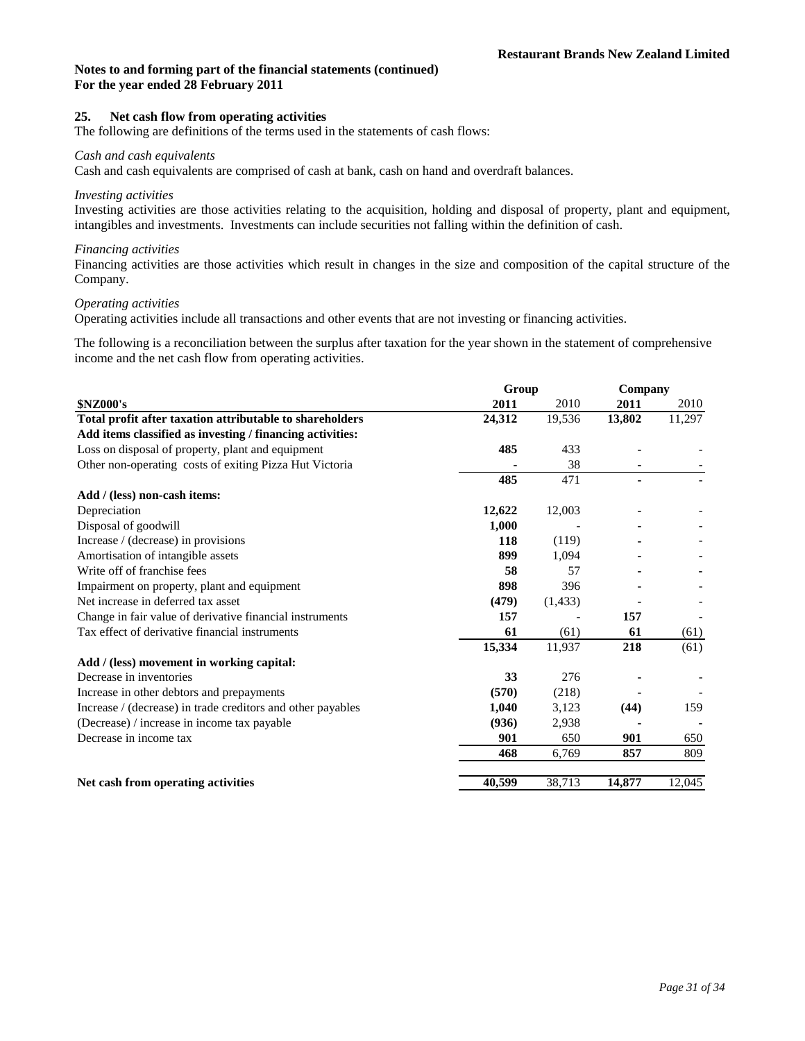**Restaurant Brands New Zealand Limited**

**Notes to and forming part of the financial statements (continued)**
**For the year ended 28 February 2011**

## 25. Net cash flow from operating activities

The following are definitions of the terms used in the statements of cash flows:

*Cash and cash equivalents*

Cash and cash equivalents are comprised of cash at bank, cash on hand and overdraft balances.

*Investing activities*

Investing activities are those activities relating to the acquisition, holding and disposal of property, plant and equipment, intangibles and investments. Investments can include securities not falling within the definition of cash.

*Financing activities*

Financing activities are those activities which result in changes in the size and composition of the capital structure of the Company.

*Operating activities*

Operating activities include all transactions and other events that are not investing or financing activities.

The following is a reconciliation between the surplus after taxation for the year shown in the statement of comprehensive income and the net cash flow from operating activities.

| | Group | | Company | |
|---|---|---|---|---|
| **\$NZ000's** | **2011** | 2010 | **2011** | 2010 |
| **Total profit after taxation attributable to shareholders** | **24,312** | 19,536 | **13,802** | 11,297 |
| **Add items classified as investing / financing activities:** | | | | |
| Loss on disposal of property, plant and equipment | **485** | 433 | **-** | - |
| Other non-operating costs of exiting Pizza Hut Victoria | **-** | 38 | **-** | - |
| | **485** | 471 | **-** | - |
| **Add / (less) non-cash items:** | | | | |
| Depreciation | **12,622** | 12,003 | **-** | - |
| Disposal of goodwill | **1,000** | - | **-** | - |
| Increase / (decrease) in provisions | **118** | (119) | **-** | - |
| Amortisation of intangible assets | **899** | 1,094 | **-** | - |
| Write off of franchise fees | **58** | 57 | **-** | - |
| Impairment on property, plant and equipment | **898** | 396 | **-** | - |
| Net increase in deferred tax asset | **(479)** | (1,433) | **-** | - |
| Change in fair value of derivative financial instruments | **157** | - | **157** | - |
| Tax effect of derivative financial instruments | **61** | (61) | **61** | (61) |
| | **15,334** | 11,937 | **218** | (61) |
| **Add / (less) movement in working capital:** | | | | |
| Decrease in inventories | **33** | 276 | **-** | - |
| Increase in other debtors and prepayments | **(570)** | (218) | **-** | - |
| Increase / (decrease) in trade creditors and other payables | **1,040** | 3,123 | **(44)** | 159 |
| (Decrease) / increase in income tax payable | **(936)** | 2,938 | **-** | - |
| Decrease in income tax | **901** | 650 | **901** | 650 |
| | **468** | 6,769 | **857** | 809 |
| **Net cash from operating activities** | **40,599** | 38,713 | **14,877** | 12,045 |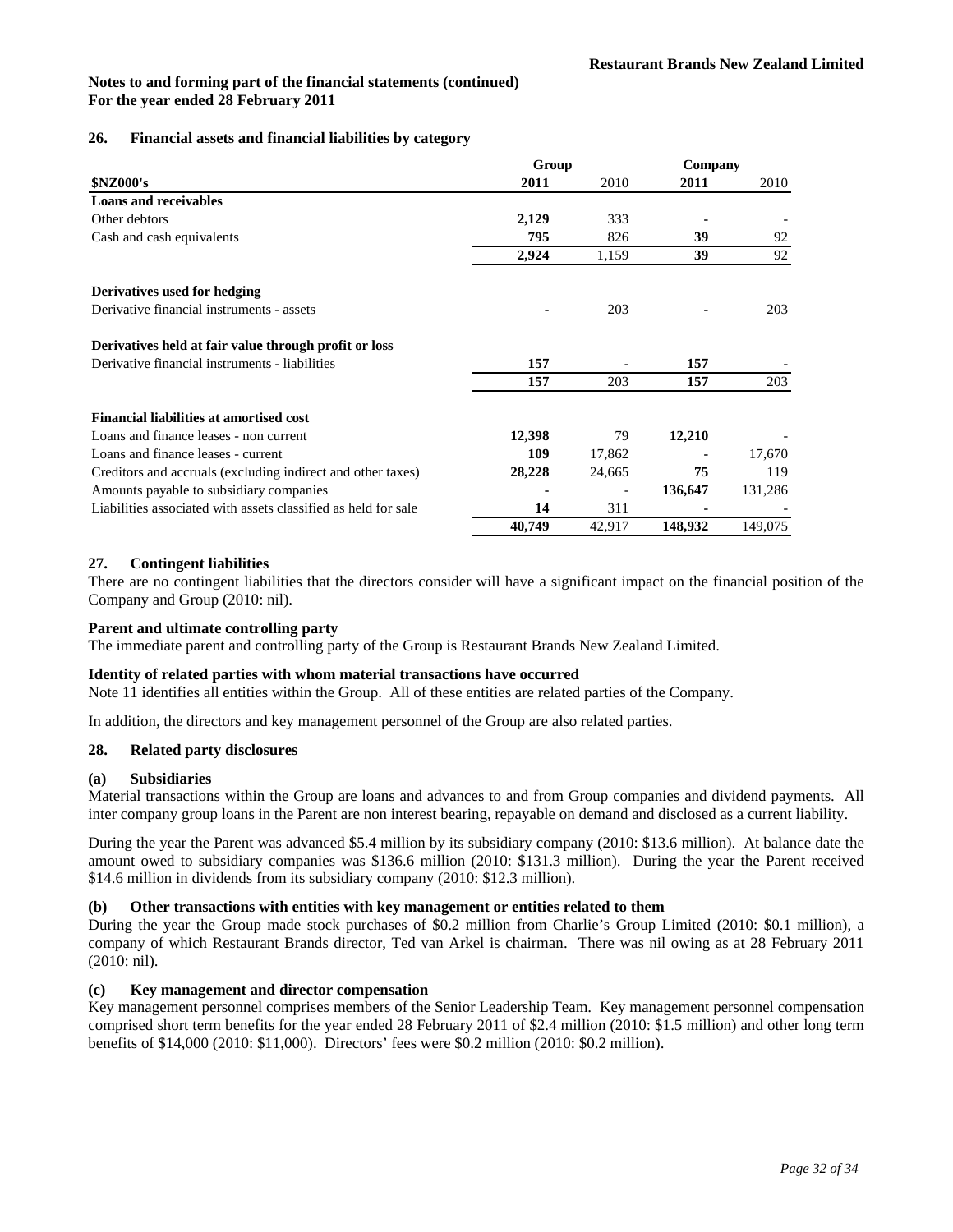**Notes to and forming part of the financial statements (continued)**
**For the year ended 28 February 2011**

## 26. Financial assets and financial liabilities by category

| | Group | | Company | |
|---|---|---|---|---|
| **$NZ000's** | **2011** | 2010 | **2011** | 2010 |
| **Loans and receivables** | | | | |
| Other debtors | **2,129** | 333 | **-** | - |
| Cash and cash equivalents | **795** | 826 | **39** | 92 |
| | **2,924** | 1,159 | **39** | 92 |
| **Derivatives used for hedging** | | | | |
| Derivative financial instruments - assets | **-** | 203 | **-** | 203 |
| **Derivatives held at fair value through profit or loss** | | | | |
| Derivative financial instruments - liabilities | **157** | - | **157** | - |
| | **157** | 203 | **157** | 203 |
| **Financial liabilities at amortised cost** | | | | |
| Loans and finance leases - non current | **12,398** | 79 | **12,210** | - |
| Loans and finance leases - current | **109** | 17,862 | **-** | 17,670 |
| Creditors and accruals (excluding indirect and other taxes) | **28,228** | 24,665 | **75** | 119 |
| Amounts payable to subsidiary companies | **-** | - | **136,647** | 131,286 |
| Liabilities associated with assets classified as held for sale | **14** | 311 | **-** | - |
| | **40,749** | 42,917 | **148,932** | 149,075 |

## 27. Contingent liabilities

There are no contingent liabilities that the directors consider will have a significant impact on the financial position of the Company and Group (2010: nil).

**Parent and ultimate controlling party**

The immediate parent and controlling party of the Group is Restaurant Brands New Zealand Limited.

**Identity of related parties with whom material transactions have occurred**

Note 11 identifies all entities within the Group. All of these entities are related parties of the Company.

In addition, the directors and key management personnel of the Group are also related parties.

## 28. Related party disclosures

### (a) Subsidiaries

Material transactions within the Group are loans and advances to and from Group companies and dividend payments. All inter company group loans in the Parent are non interest bearing, repayable on demand and disclosed as a current liability.

During the year the Parent was advanced $5.4 million by its subsidiary company (2010: $13.6 million). At balance date the amount owed to subsidiary companies was $136.6 million (2010: $131.3 million). During the year the Parent received $14.6 million in dividends from its subsidiary company (2010: $12.3 million).

### (b) Other transactions with entities with key management or entities related to them

During the year the Group made stock purchases of $0.2 million from Charlie's Group Limited (2010: $0.1 million), a company of which Restaurant Brands director, Ted van Arkel is chairman. There was nil owing as at 28 February 2011 (2010: nil).

### (c) Key management and director compensation

Key management personnel comprises members of the Senior Leadership Team. Key management personnel compensation comprised short term benefits for the year ended 28 February 2011 of $2.4 million (2010: $1.5 million) and other long term benefits of $14,000 (2010: $11,000). Directors' fees were $0.2 million (2010: $0.2 million).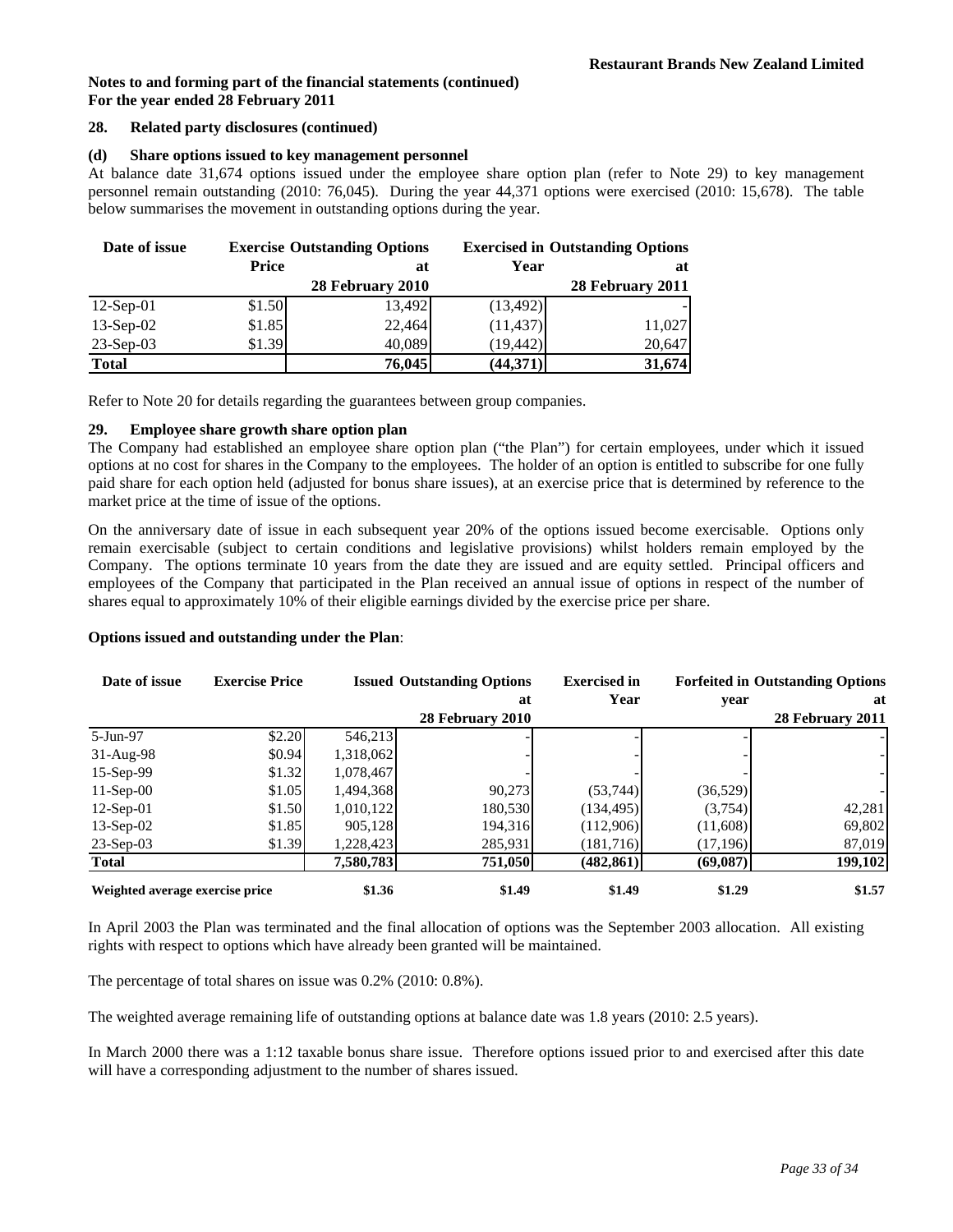**Notes to and forming part of the financial statements (continued)**
**For the year ended 28 February 2011**

### 28. Related party disclosures (continued)

#### (d) Share options issued to key management personnel

At balance date 31,674 options issued under the employee share option plan (refer to Note 29) to key management personnel remain outstanding (2010: 76,045). During the year 44,371 options were exercised (2010: 15,678). The table below summarises the movement in outstanding options during the year.

| Date of issue | Exercise Price | Outstanding Options at 28 February 2010 | Exercised in Year | Outstanding Options at 28 February 2011 |
|---|---|---|---|---|
| 12-Sep-01 | $1.50 | 13,492 | (13,492) | - |
| 13-Sep-02 | $1.85 | 22,464 | (11,437) | 11,027 |
| 23-Sep-03 | $1.39 | 40,089 | (19,442) | 20,647 |
| **Total** | | **76,045** | **(44,371)** | **31,674** |

Refer to Note 20 for details regarding the guarantees between group companies.

### 29. Employee share growth share option plan

The Company had established an employee share option plan ("the Plan") for certain employees, under which it issued options at no cost for shares in the Company to the employees. The holder of an option is entitled to subscribe for one fully paid share for each option held (adjusted for bonus share issues), at an exercise price that is determined by reference to the market price at the time of issue of the options.

On the anniversary date of issue in each subsequent year 20% of the options issued become exercisable. Options only remain exercisable (subject to certain conditions and legislative provisions) whilst holders remain employed by the Company. The options terminate 10 years from the date they are issued and are equity settled. Principal officers and employees of the Company that participated in the Plan received an annual issue of options in respect of the number of shares equal to approximately 10% of their eligible earnings divided by the exercise price per share.

**Options issued and outstanding under the Plan**:

| Date of issue | Exercise Price | Issued | Outstanding Options at 28 February 2010 | Exercised in Year | Forfeited in year | Outstanding Options at 28 February 2011 |
|---|---|---|---|---|---|---|
| 5-Jun-97 | $2.20 | 546,213 | - | - | - | - |
| 31-Aug-98 | $0.94 | 1,318,062 | - | - | - | - |
| 15-Sep-99 | $1.32 | 1,078,467 | - | - | - | - |
| 11-Sep-00 | $1.05 | 1,494,368 | 90,273 | (53,744) | (36,529) | - |
| 12-Sep-01 | $1.50 | 1,010,122 | 180,530 | (134,495) | (3,754) | 42,281 |
| 13-Sep-02 | $1.85 | 905,128 | 194,316 | (112,906) | (11,608) | 69,802 |
| 23-Sep-03 | $1.39 | 1,228,423 | 285,931 | (181,716) | (17,196) | 87,019 |
| **Total** | | **7,580,783** | **751,050** | **(482,861)** | **(69,087)** | **199,102** |
| **Weighted average exercise price** | | **$1.36** | **$1.49** | **$1.49** | **$1.29** | **$1.57** |

In April 2003 the Plan was terminated and the final allocation of options was the September 2003 allocation. All existing rights with respect to options which have already been granted will be maintained.

The percentage of total shares on issue was 0.2% (2010: 0.8%).

The weighted average remaining life of outstanding options at balance date was 1.8 years (2010: 2.5 years).

In March 2000 there was a 1:12 taxable bonus share issue. Therefore options issued prior to and exercised after this date will have a corresponding adjustment to the number of shares issued.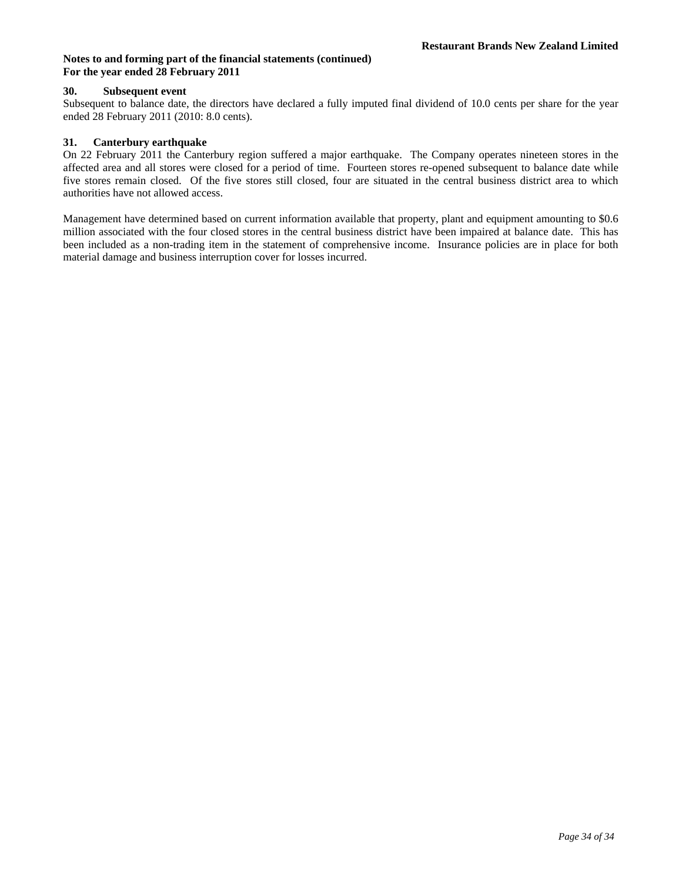**Notes to and forming part of the financial statements (continued)**
**For the year ended 28 February 2011**

### 30. Subsequent event

Subsequent to balance date, the directors have declared a fully imputed final dividend of 10.0 cents per share for the year ended 28 February 2011 (2010: 8.0 cents).

### 31. Canterbury earthquake

On 22 February 2011 the Canterbury region suffered a major earthquake. The Company operates nineteen stores in the affected area and all stores were closed for a period of time. Fourteen stores re-opened subsequent to balance date while five stores remain closed. Of the five stores still closed, four are situated in the central business district area to which authorities have not allowed access.

Management have determined based on current information available that property, plant and equipment amounting to $0.6 million associated with the four closed stores in the central business district have been impaired at balance date. This has been included as a non-trading item in the statement of comprehensive income. Insurance policies are in place for both material damage and business interruption cover for losses incurred.